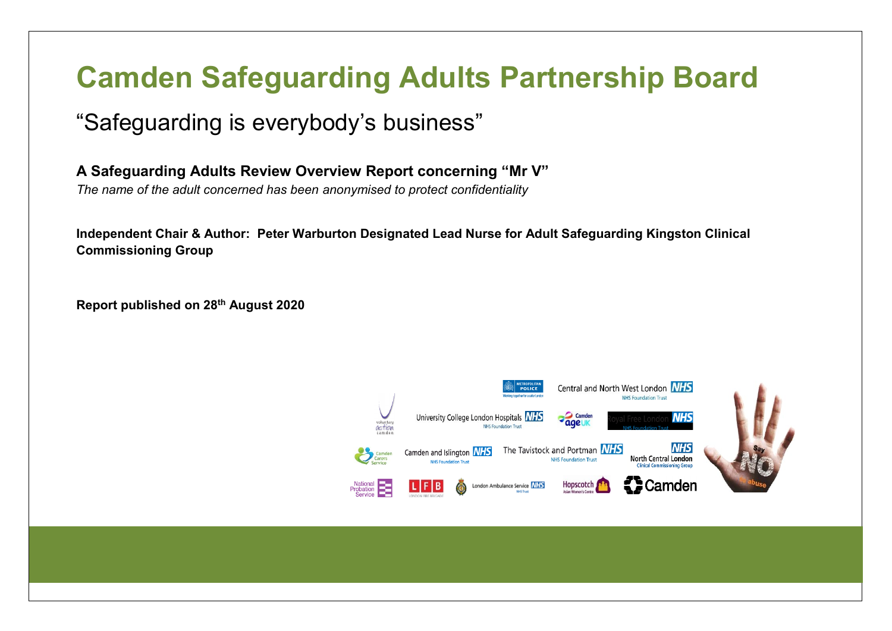# Camden Safeguarding Adults Partnership Board

## "Safeguarding is everybody's business"

**A Safeguarding Adults Review Overview Report concerning "Mr V"**

*The name of the adult concerned has been anonymised to protect confidentiality*

**Independent Chair & Author: Peter Warburton Designated Lead Nurse for Adult Safeguarding Kingston Clinical Commissioning Group**

**Report published on 28th August 2020**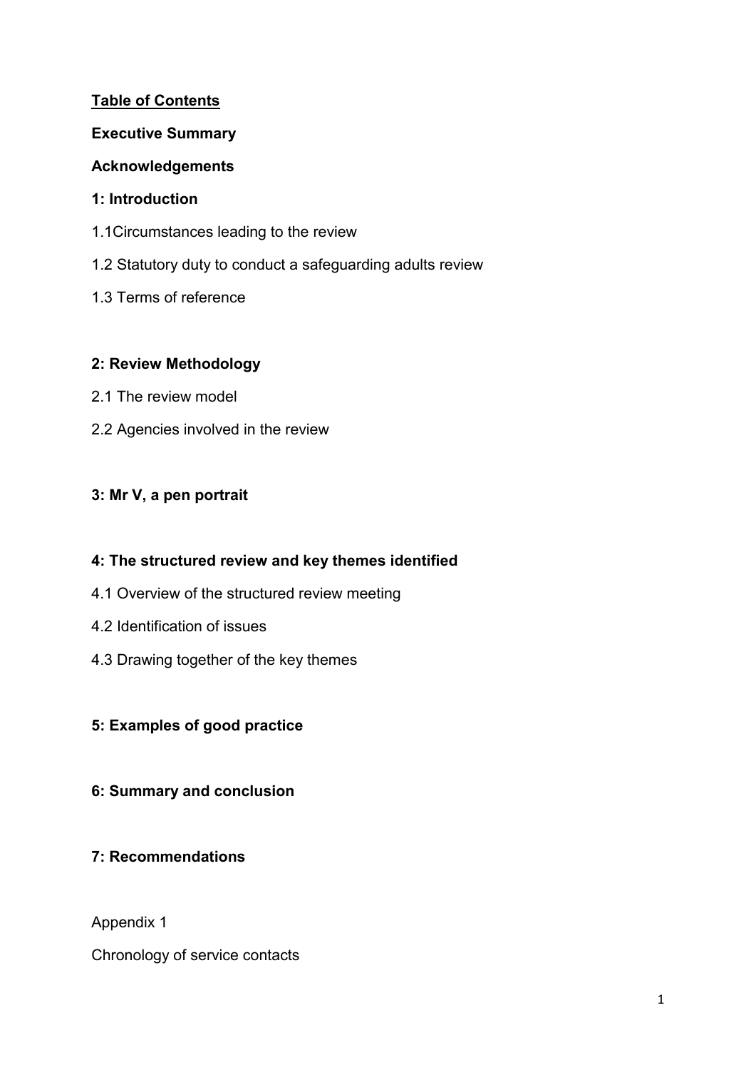**Table of Contents**

**Executive Summary**

**Acknowledgements**

**1: Introduction**

1.1Circumstances leading to the review

1.2 Statutory duty to conduct a safeguarding adults review

1.3 Terms of reference

**2: Review Methodology**

2.1 The review model

2.2 Agencies involved in the review

**3: Mr V, a pen portrait**

**4: The structured review and key themes identified**

4.1 Overview of the structured review meeting

4.2 Identification of issues

4.3 Drawing together of the key themes

**5: Examples of good practice**

**6: Summary and conclusion**

**7: Recommendations**

Appendix 1

Chronology of service contacts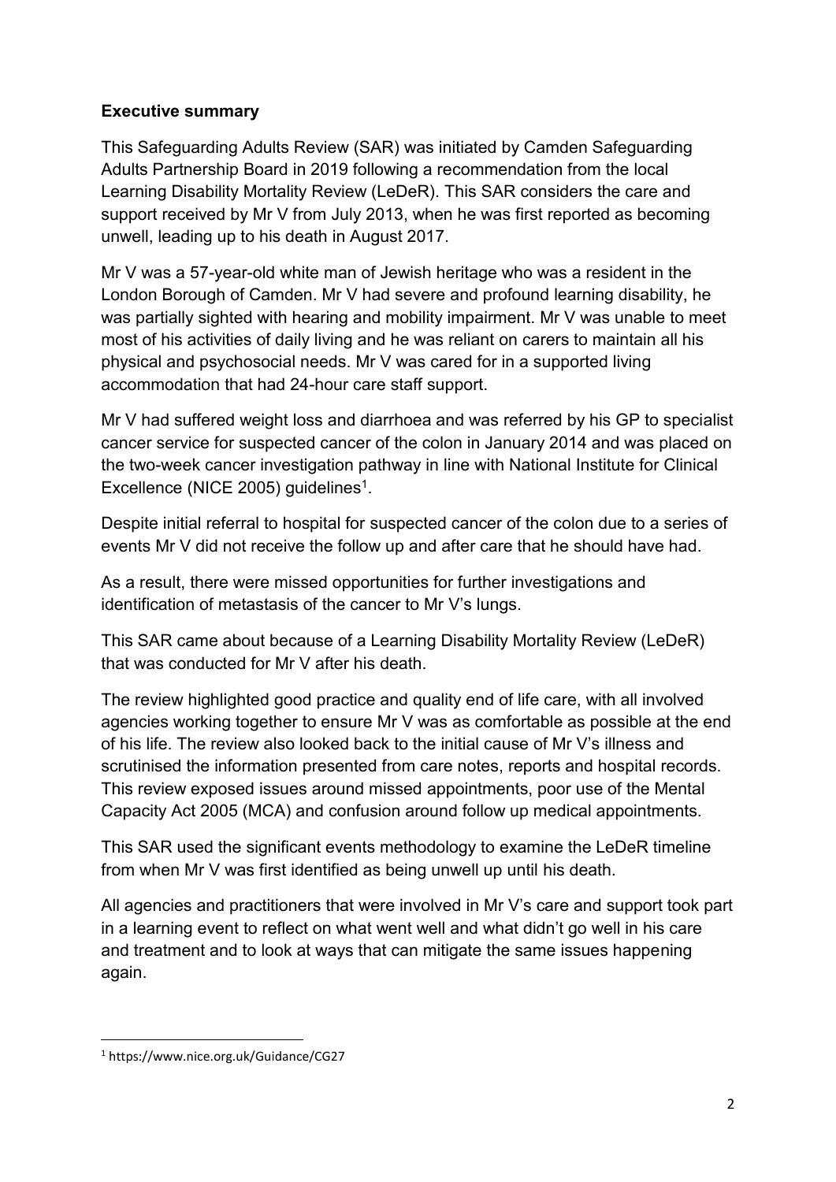**Executive summary**

This Safeguarding Adults Review (SAR) was initiated by Camden Safeguarding Adults Partnership Board in 2019 following a recommendation from the local Learning Disability Mortality Review (LeDeR). This SAR considers the care and support received by Mr V from July 2013, when he was first reported as becoming unwell, leading up to his death in August 2017.

Mr V was a 57-year-old white man of Jewish heritage who was a resident in the London Borough of Camden. Mr V had severe and profound learning disability, he was partially sighted with hearing and mobility impairment. Mr V was unable to meet most of his activities of daily living and he was reliant on carers to maintain all his physical and psychosocial needs. Mr V was cared for in a supported living accommodation that had 24-hour care staff support.

Mr V had suffered weight loss and diarrhoea and was referred by his GP to specialist cancer service for suspected cancer of the colon in January 2014 and was placed on the two-week cancer investigation pathway in line with National Institute for Clinical Excellence (NICE 2005) guidelines[1].

Despite initial referral to hospital for suspected cancer of the colon due to a series of events Mr V did not receive the follow up and after care that he should have had.

As a result, there were missed opportunities for further investigations and identification of metastasis of the cancer to Mr V's lungs.

This SAR came about because of a Learning Disability Mortality Review (LeDeR) that was conducted for Mr V after his death.

The review highlighted good practice and quality end of life care, with all involved agencies working together to ensure Mr V was as comfortable as possible at the end of his life. The review also looked back to the initial cause of Mr V's illness and scrutinised the information presented from care notes, reports and hospital records. This review exposed issues around missed appointments, poor use of the Mental Capacity Act 2005 (MCA) and confusion around follow up medical appointments.

This SAR used the significant events methodology to examine the LeDeR timeline from when Mr V was first identified as being unwell up until his death.

All agencies and practitioners that were involved in Mr V's care and support took part in a learning event to reflect on what went well and what didn't go well in his care and treatment and to look at ways that can mitigate the same issues happening again.

[1] https://www.nice.org.uk/Guidance/CG27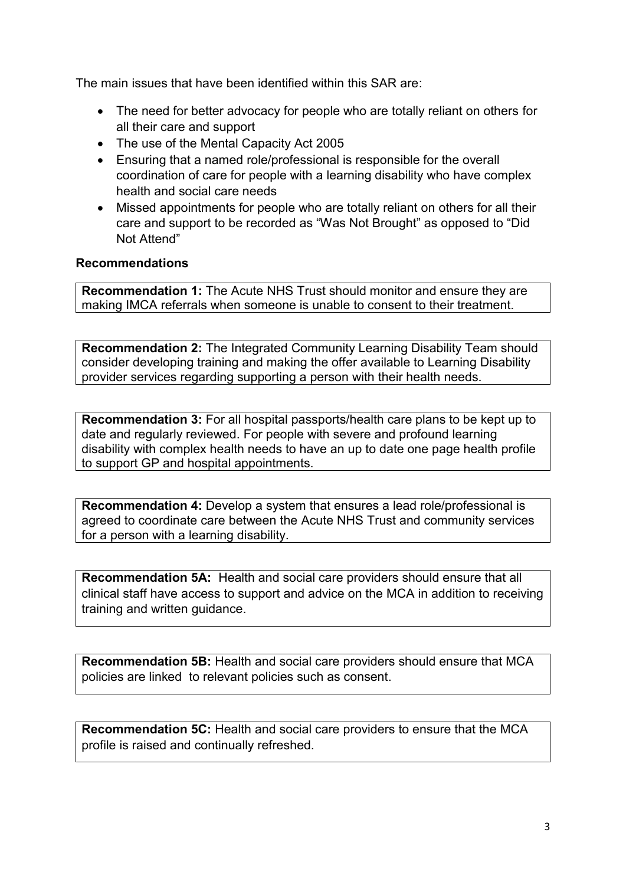The main issues that have been identified within this SAR are:

- The need for better advocacy for people who are totally reliant on others for all their care and support
- The use of the Mental Capacity Act 2005
- Ensuring that a named role/professional is responsible for the overall coordination of care for people with a learning disability who have complex health and social care needs
- Missed appointments for people who are totally reliant on others for all their care and support to be recorded as "Was Not Brought" as opposed to "Did Not Attend"

**Recommendations**

**Recommendation 1:** The Acute NHS Trust should monitor and ensure they are making IMCA referrals when someone is unable to consent to their treatment.

**Recommendation 2:** The Integrated Community Learning Disability Team should consider developing training and making the offer available to Learning Disability provider services regarding supporting a person with their health needs.

**Recommendation 3:** For all hospital passports/health care plans to be kept up to date and regularly reviewed. For people with severe and profound learning disability with complex health needs to have an up to date one page health profile to support GP and hospital appointments.

**Recommendation 4:** Develop a system that ensures a lead role/professional is agreed to coordinate care between the Acute NHS Trust and community services for a person with a learning disability.

**Recommendation 5A:** Health and social care providers should ensure that all clinical staff have access to support and advice on the MCA in addition to receiving training and written guidance.

**Recommendation 5B:** Health and social care providers should ensure that MCA policies are linked to relevant policies such as consent.

**Recommendation 5C:** Health and social care providers to ensure that the MCA profile is raised and continually refreshed.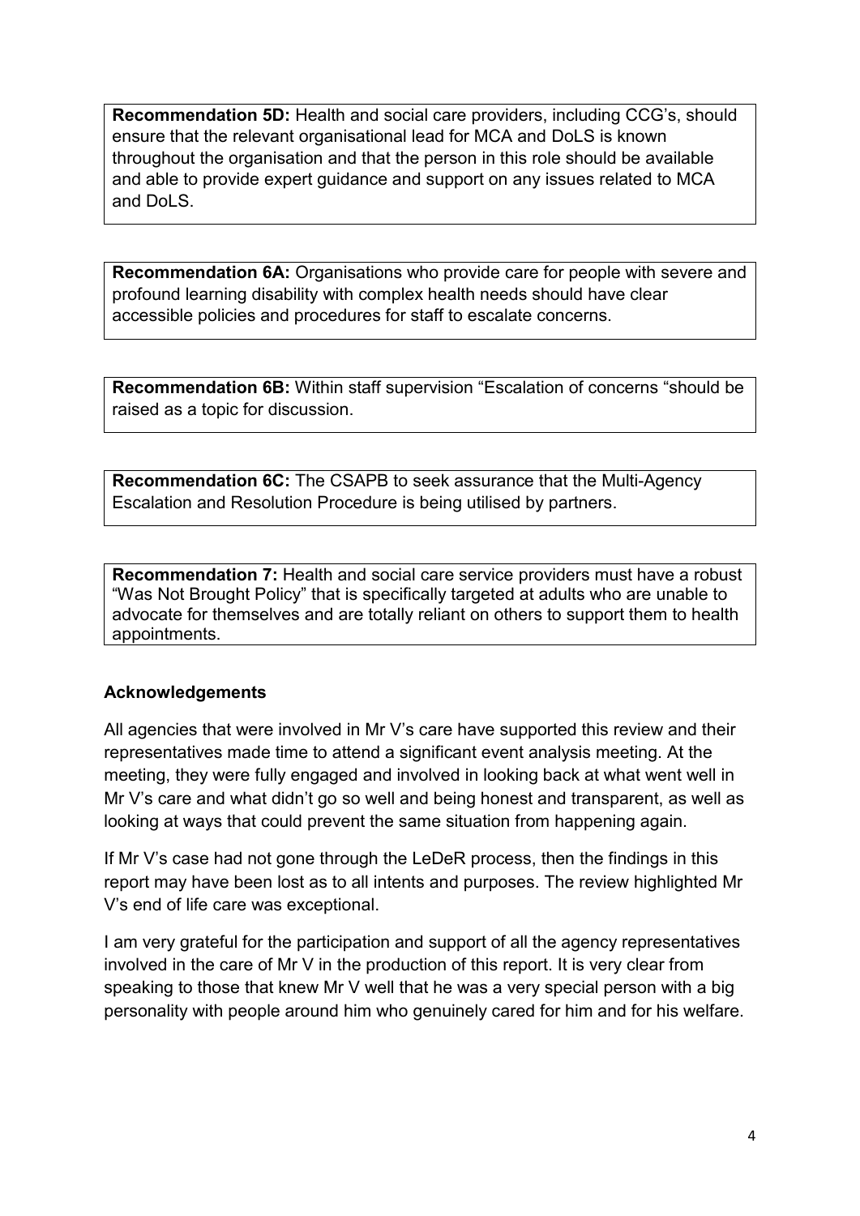**Recommendation 5D:** Health and social care providers, including CCG's, should ensure that the relevant organisational lead for MCA and DoLS is known throughout the organisation and that the person in this role should be available and able to provide expert guidance and support on any issues related to MCA and DoLS.

**Recommendation 6A:** Organisations who provide care for people with severe and profound learning disability with complex health needs should have clear accessible policies and procedures for staff to escalate concerns.

**Recommendation 6B:** Within staff supervision "Escalation of concerns "should be raised as a topic for discussion.

**Recommendation 6C:** The CSAPB to seek assurance that the Multi-Agency Escalation and Resolution Procedure is being utilised by partners.

**Recommendation 7:** Health and social care service providers must have a robust "Was Not Brought Policy" that is specifically targeted at adults who are unable to advocate for themselves and are totally reliant on others to support them to health appointments.

## Acknowledgements

All agencies that were involved in Mr V's care have supported this review and their representatives made time to attend a significant event analysis meeting. At the meeting, they were fully engaged and involved in looking back at what went well in Mr V's care and what didn't go so well and being honest and transparent, as well as looking at ways that could prevent the same situation from happening again.

If Mr V's case had not gone through the LeDeR process, then the findings in this report may have been lost as to all intents and purposes. The review highlighted Mr V's end of life care was exceptional.

I am very grateful for the participation and support of all the agency representatives involved in the care of Mr V in the production of this report. It is very clear from speaking to those that knew Mr V well that he was a very special person with a big personality with people around him who genuinely cared for him and for his welfare.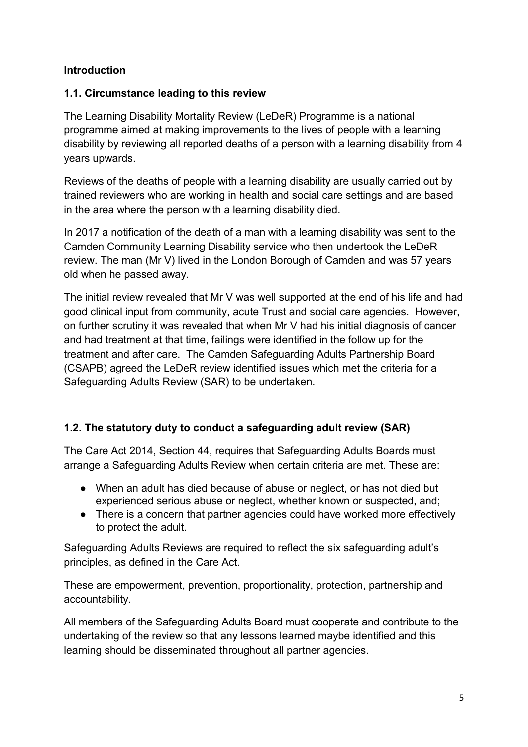## Introduction

### 1.1. Circumstance leading to this review

The Learning Disability Mortality Review (LeDeR) Programme is a national programme aimed at making improvements to the lives of people with a learning disability by reviewing all reported deaths of a person with a learning disability from 4 years upwards.

Reviews of the deaths of people with a learning disability are usually carried out by trained reviewers who are working in health and social care settings and are based in the area where the person with a learning disability died.

In 2017 a notification of the death of a man with a learning disability was sent to the Camden Community Learning Disability service who then undertook the LeDeR review. The man (Mr V) lived in the London Borough of Camden and was 57 years old when he passed away.

The initial review revealed that Mr V was well supported at the end of his life and had good clinical input from community, acute Trust and social care agencies. However, on further scrutiny it was revealed that when Mr V had his initial diagnosis of cancer and had treatment at that time, failings were identified in the follow up for the treatment and after care. The Camden Safeguarding Adults Partnership Board (CSAPB) agreed the LeDeR review identified issues which met the criteria for a Safeguarding Adults Review (SAR) to be undertaken.

### 1.2. The statutory duty to conduct a safeguarding adult review (SAR)

The Care Act 2014, Section 44, requires that Safeguarding Adults Boards must arrange a Safeguarding Adults Review when certain criteria are met. These are:

- When an adult has died because of abuse or neglect, or has not died but experienced serious abuse or neglect, whether known or suspected, and;
- There is a concern that partner agencies could have worked more effectively to protect the adult.

Safeguarding Adults Reviews are required to reflect the six safeguarding adult's principles, as defined in the Care Act.

These are empowerment, prevention, proportionality, protection, partnership and accountability.

All members of the Safeguarding Adults Board must cooperate and contribute to the undertaking of the review so that any lessons learned maybe identified and this learning should be disseminated throughout all partner agencies.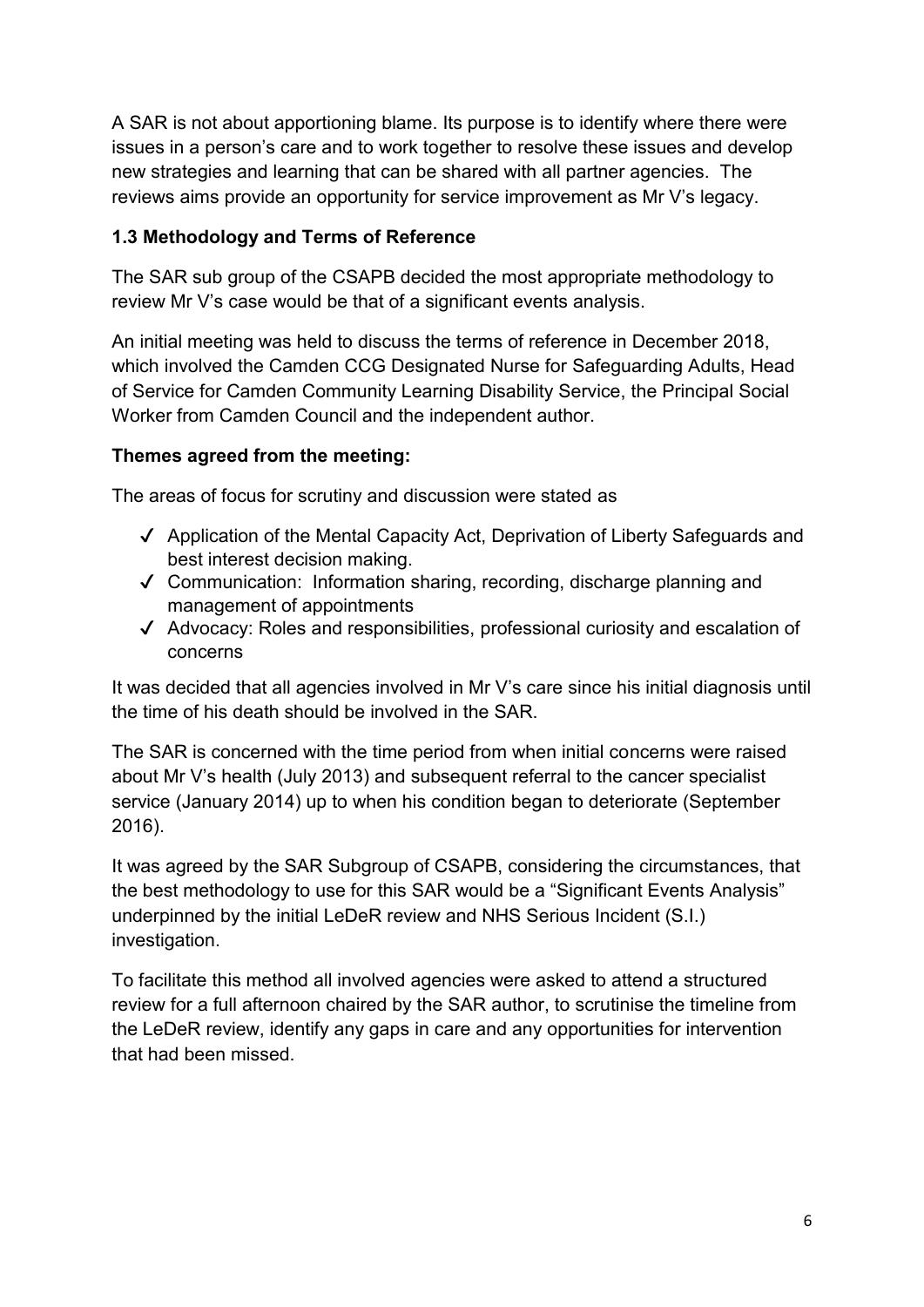A SAR is not about apportioning blame. Its purpose is to identify where there were issues in a person's care and to work together to resolve these issues and develop new strategies and learning that can be shared with all partner agencies. The reviews aims provide an opportunity for service improvement as Mr V's legacy.

### 1.3 Methodology and Terms of Reference

The SAR sub group of the CSAPB decided the most appropriate methodology to review Mr V's case would be that of a significant events analysis.

An initial meeting was held to discuss the terms of reference in December 2018, which involved the Camden CCG Designated Nurse for Safeguarding Adults, Head of Service for Camden Community Learning Disability Service, the Principal Social Worker from Camden Council and the independent author.

**Themes agreed from the meeting:**

The areas of focus for scrutiny and discussion were stated as

- ✓ Application of the Mental Capacity Act, Deprivation of Liberty Safeguards and best interest decision making.
- ✓ Communication: Information sharing, recording, discharge planning and management of appointments
- ✓ Advocacy: Roles and responsibilities, professional curiosity and escalation of concerns

It was decided that all agencies involved in Mr V's care since his initial diagnosis until the time of his death should be involved in the SAR.

The SAR is concerned with the time period from when initial concerns were raised about Mr V's health (July 2013) and subsequent referral to the cancer specialist service (January 2014) up to when his condition began to deteriorate (September 2016).

It was agreed by the SAR Subgroup of CSAPB, considering the circumstances, that the best methodology to use for this SAR would be a "Significant Events Analysis" underpinned by the initial LeDeR review and NHS Serious Incident (S.I.) investigation.

To facilitate this method all involved agencies were asked to attend a structured review for a full afternoon chaired by the SAR author, to scrutinise the timeline from the LeDeR review, identify any gaps in care and any opportunities for intervention that had been missed.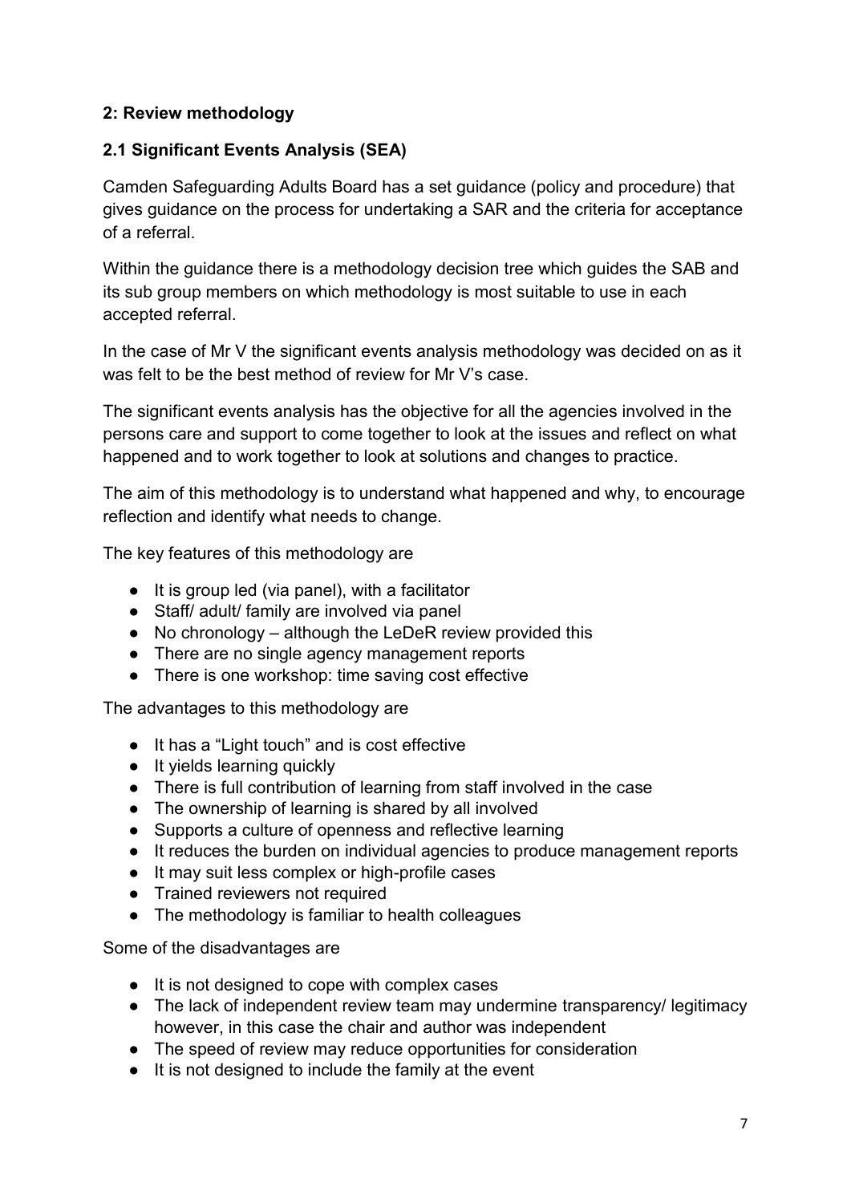## 2: Review methodology

### 2.1 Significant Events Analysis (SEA)

Camden Safeguarding Adults Board has a set guidance (policy and procedure) that gives guidance on the process for undertaking a SAR and the criteria for acceptance of a referral.

Within the guidance there is a methodology decision tree which guides the SAB and its sub group members on which methodology is most suitable to use in each accepted referral.

In the case of Mr V the significant events analysis methodology was decided on as it was felt to be the best method of review for Mr V's case.

The significant events analysis has the objective for all the agencies involved in the persons care and support to come together to look at the issues and reflect on what happened and to work together to look at solutions and changes to practice.

The aim of this methodology is to understand what happened and why, to encourage reflection and identify what needs to change.

The key features of this methodology are

- It is group led (via panel), with a facilitator
- Staff/ adult/ family are involved via panel
- No chronology – although the LeDeR review provided this
- There are no single agency management reports
- There is one workshop: time saving cost effective

The advantages to this methodology are

- It has a "Light touch" and is cost effective
- It yields learning quickly
- There is full contribution of learning from staff involved in the case
- The ownership of learning is shared by all involved
- Supports a culture of openness and reflective learning
- It reduces the burden on individual agencies to produce management reports
- It may suit less complex or high-profile cases
- Trained reviewers not required
- The methodology is familiar to health colleagues

Some of the disadvantages are

- It is not designed to cope with complex cases
- The lack of independent review team may undermine transparency/ legitimacy however, in this case the chair and author was independent
- The speed of review may reduce opportunities for consideration
- It is not designed to include the family at the event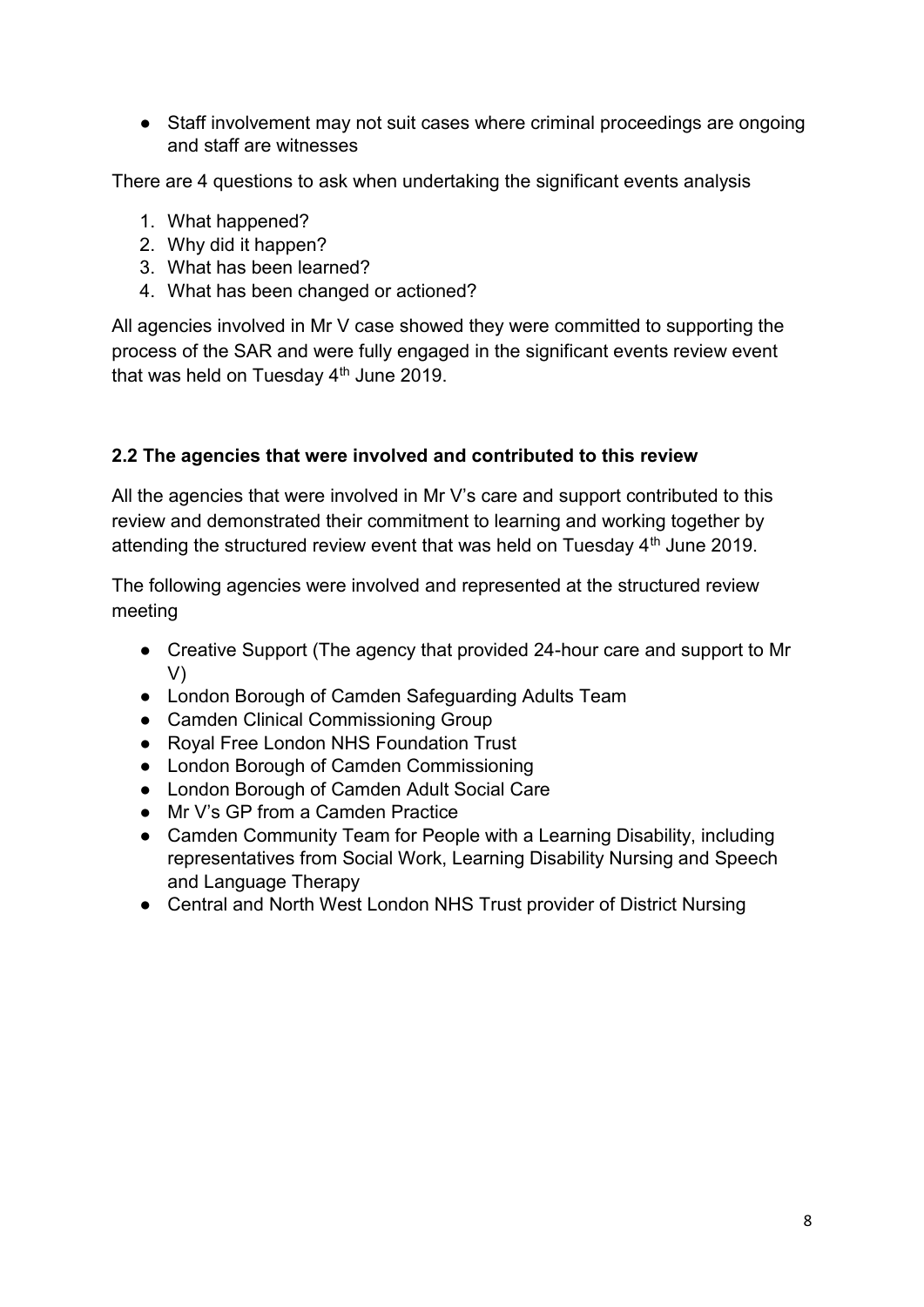- Staff involvement may not suit cases where criminal proceedings are ongoing and staff are witnesses

There are 4 questions to ask when undertaking the significant events analysis

1. What happened?
2. Why did it happen?
3. What has been learned?
4. What has been changed or actioned?

All agencies involved in Mr V case showed they were committed to supporting the process of the SAR and were fully engaged in the significant events review event that was held on Tuesday 4th June 2019.

### 2.2 The agencies that were involved and contributed to this review

All the agencies that were involved in Mr V's care and support contributed to this review and demonstrated their commitment to learning and working together by attending the structured review event that was held on Tuesday 4th June 2019.

The following agencies were involved and represented at the structured review meeting

- Creative Support (The agency that provided 24-hour care and support to Mr V)
- London Borough of Camden Safeguarding Adults Team
- Camden Clinical Commissioning Group
- Royal Free London NHS Foundation Trust
- London Borough of Camden Commissioning
- London Borough of Camden Adult Social Care
- Mr V's GP from a Camden Practice
- Camden Community Team for People with a Learning Disability, including representatives from Social Work, Learning Disability Nursing and Speech and Language Therapy
- Central and North West London NHS Trust provider of District Nursing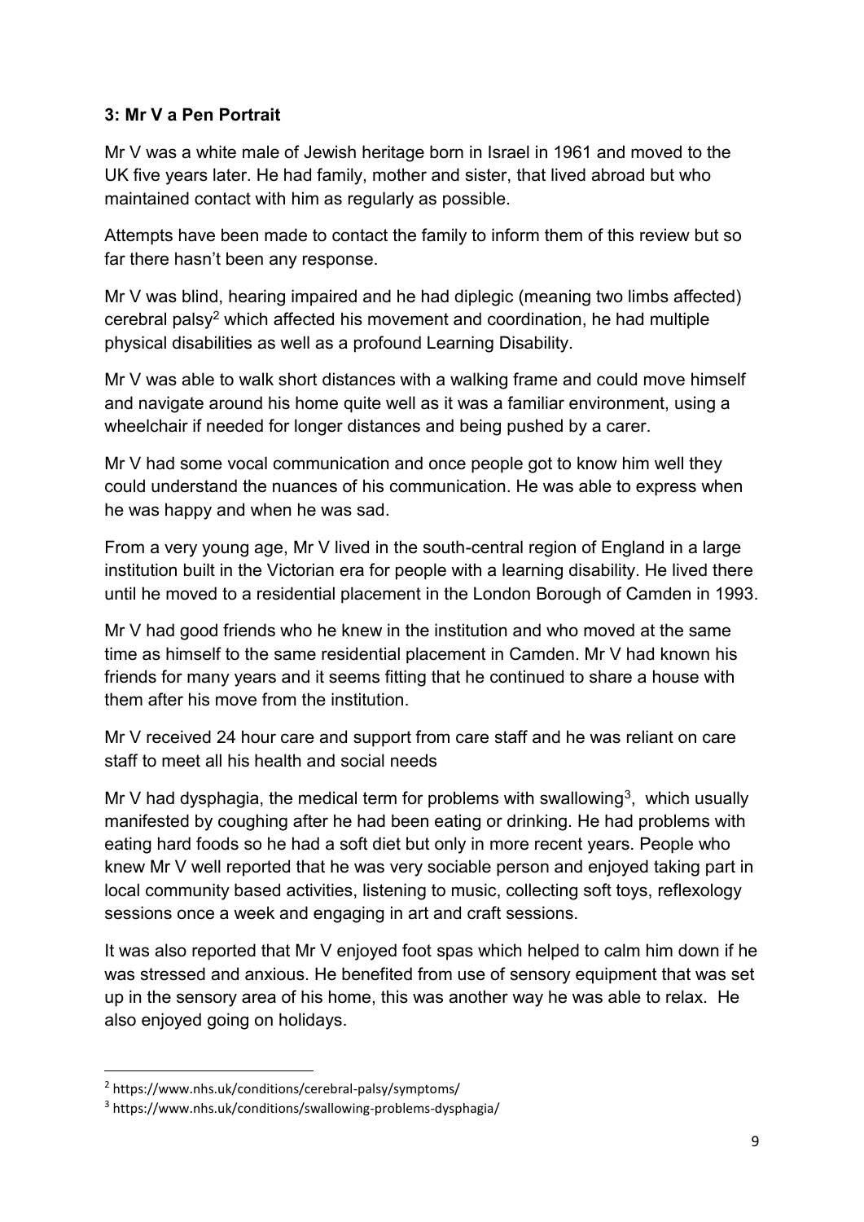### 3: Mr V a Pen Portrait

Mr V was a white male of Jewish heritage born in Israel in 1961 and moved to the UK five years later. He had family, mother and sister, that lived abroad but who maintained contact with him as regularly as possible.

Attempts have been made to contact the family to inform them of this review but so far there hasn't been any response.

Mr V was blind, hearing impaired and he had diplegic (meaning two limbs affected) cerebral palsy[2] which affected his movement and coordination, he had multiple physical disabilities as well as a profound Learning Disability.

Mr V was able to walk short distances with a walking frame and could move himself and navigate around his home quite well as it was a familiar environment, using a wheelchair if needed for longer distances and being pushed by a carer.

Mr V had some vocal communication and once people got to know him well they could understand the nuances of his communication. He was able to express when he was happy and when he was sad.

From a very young age, Mr V lived in the south-central region of England in a large institution built in the Victorian era for people with a learning disability. He lived there until he moved to a residential placement in the London Borough of Camden in 1993.

Mr V had good friends who he knew in the institution and who moved at the same time as himself to the same residential placement in Camden. Mr V had known his friends for many years and it seems fitting that he continued to share a house with them after his move from the institution.

Mr V received 24 hour care and support from care staff and he was reliant on care staff to meet all his health and social needs

Mr V had dysphagia, the medical term for problems with swallowing[3], which usually manifested by coughing after he had been eating or drinking. He had problems with eating hard foods so he had a soft diet but only in more recent years. People who knew Mr V well reported that he was very sociable person and enjoyed taking part in local community based activities, listening to music, collecting soft toys, reflexology sessions once a week and engaging in art and craft sessions.

It was also reported that Mr V enjoyed foot spas which helped to calm him down if he was stressed and anxious. He benefited from use of sensory equipment that was set up in the sensory area of his home, this was another way he was able to relax. He also enjoyed going on holidays.

---

[2] https://www.nhs.uk/conditions/cerebral-palsy/symptoms/

[3] https://www.nhs.uk/conditions/swallowing-problems-dysphagia/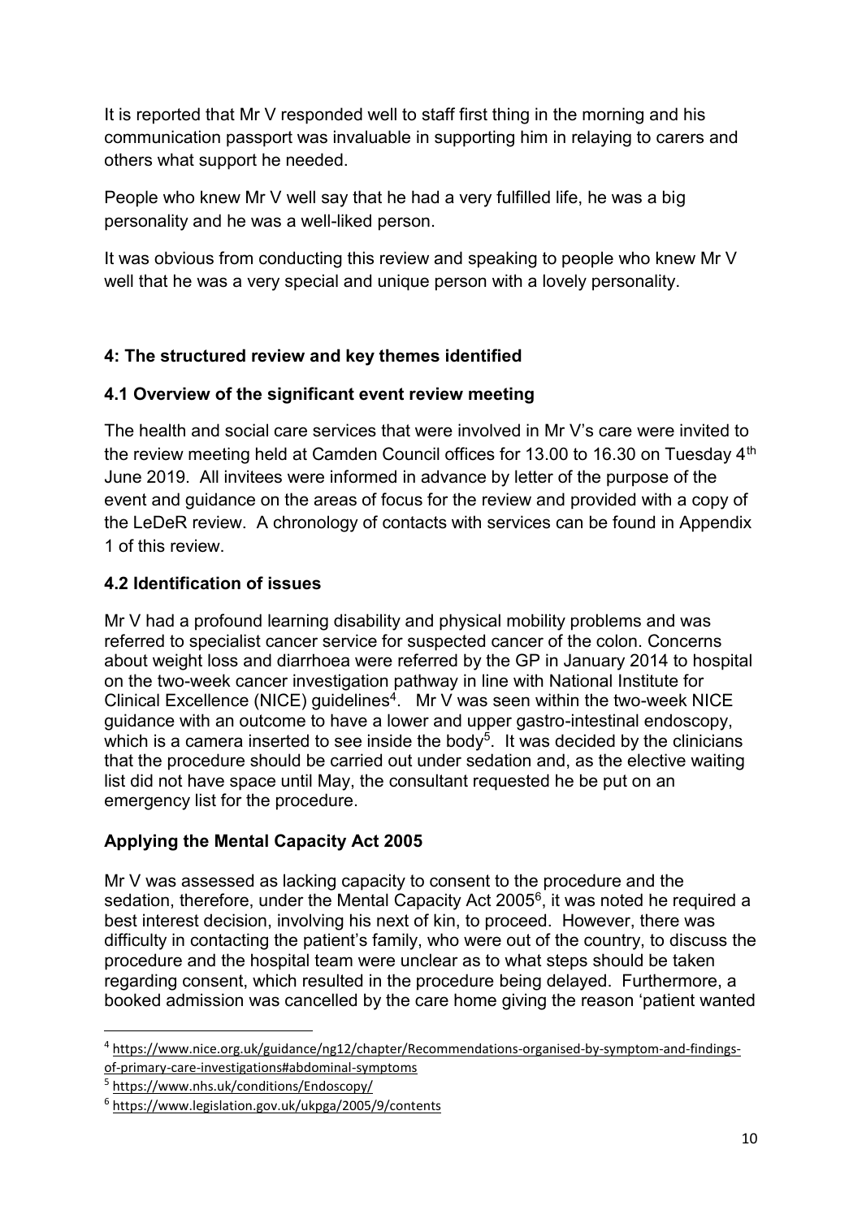It is reported that Mr V responded well to staff first thing in the morning and his communication passport was invaluable in supporting him in relaying to carers and others what support he needed.

People who knew Mr V well say that he had a very fulfilled life, he was a big personality and he was a well-liked person.

It was obvious from conducting this review and speaking to people who knew Mr V well that he was a very special and unique person with a lovely personality.

## 4: The structured review and key themes identified

### 4.1 Overview of the significant event review meeting

The health and social care services that were involved in Mr V's care were invited to the review meeting held at Camden Council offices for 13.00 to 16.30 on Tuesday 4th June 2019. All invitees were informed in advance by letter of the purpose of the event and guidance on the areas of focus for the review and provided with a copy of the LeDeR review. A chronology of contacts with services can be found in Appendix 1 of this review.

### 4.2 Identification of issues

Mr V had a profound learning disability and physical mobility problems and was referred to specialist cancer service for suspected cancer of the colon. Concerns about weight loss and diarrhoea were referred by the GP in January 2014 to hospital on the two-week cancer investigation pathway in line with National Institute for Clinical Excellence (NICE) guidelines[4]. Mr V was seen within the two-week NICE guidance with an outcome to have a lower and upper gastro-intestinal endoscopy, which is a camera inserted to see inside the body[5]. It was decided by the clinicians that the procedure should be carried out under sedation and, as the elective waiting list did not have space until May, the consultant requested he be put on an emergency list for the procedure.

### Applying the Mental Capacity Act 2005

Mr V was assessed as lacking capacity to consent to the procedure and the sedation, therefore, under the Mental Capacity Act 2005[6], it was noted he required a best interest decision, involving his next of kin, to proceed. However, there was difficulty in contacting the patient's family, who were out of the country, to discuss the procedure and the hospital team were unclear as to what steps should be taken regarding consent, which resulted in the procedure being delayed. Furthermore, a booked admission was cancelled by the care home giving the reason 'patient wanted

---

[4] https://www.nice.org.uk/guidance/ng12/chapter/Recommendations-organised-by-symptom-and-findings-of-primary-care-investigations#abdominal-symptoms

[5] https://www.nhs.uk/conditions/Endoscopy/

[6] https://www.legislation.gov.uk/ukpga/2005/9/contents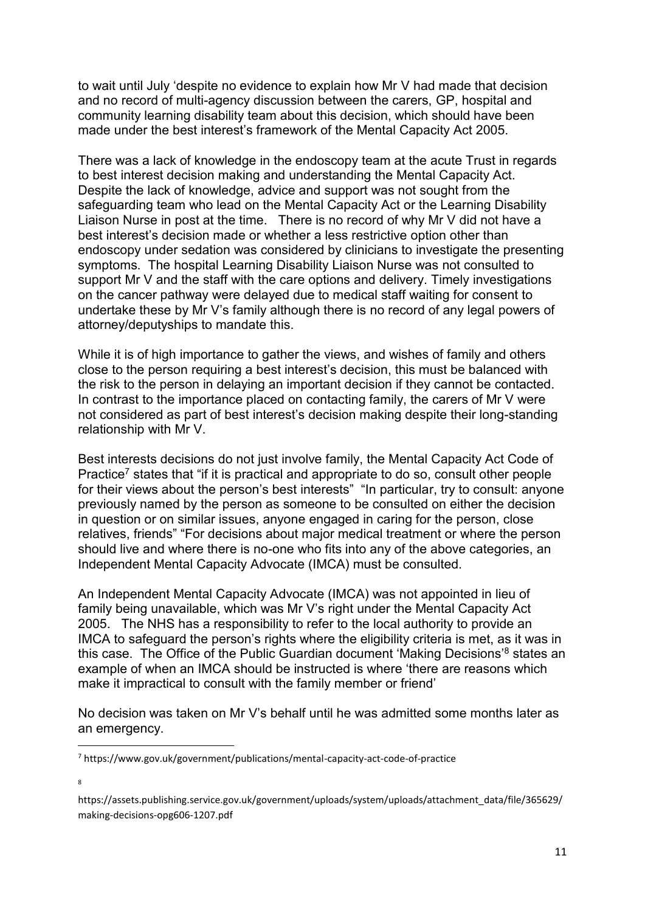to wait until July 'despite no evidence to explain how Mr V had made that decision and no record of multi-agency discussion between the carers, GP, hospital and community learning disability team about this decision, which should have been made under the best interest's framework of the Mental Capacity Act 2005.

There was a lack of knowledge in the endoscopy team at the acute Trust in regards to best interest decision making and understanding the Mental Capacity Act. Despite the lack of knowledge, advice and support was not sought from the safeguarding team who lead on the Mental Capacity Act or the Learning Disability Liaison Nurse in post at the time. There is no record of why Mr V did not have a best interest's decision made or whether a less restrictive option other than endoscopy under sedation was considered by clinicians to investigate the presenting symptoms. The hospital Learning Disability Liaison Nurse was not consulted to support Mr V and the staff with the care options and delivery. Timely investigations on the cancer pathway were delayed due to medical staff waiting for consent to undertake these by Mr V's family although there is no record of any legal powers of attorney/deputyships to mandate this.

While it is of high importance to gather the views, and wishes of family and others close to the person requiring a best interest's decision, this must be balanced with the risk to the person in delaying an important decision if they cannot be contacted. In contrast to the importance placed on contacting family, the carers of Mr V were not considered as part of best interest's decision making despite their long-standing relationship with Mr V.

Best interests decisions do not just involve family, the Mental Capacity Act Code of Practice[7] states that "if it is practical and appropriate to do so, consult other people for their views about the person's best interests" "In particular, try to consult: anyone previously named by the person as someone to be consulted on either the decision in question or on similar issues, anyone engaged in caring for the person, close relatives, friends" "For decisions about major medical treatment or where the person should live and where there is no-one who fits into any of the above categories, an Independent Mental Capacity Advocate (IMCA) must be consulted.

An Independent Mental Capacity Advocate (IMCA) was not appointed in lieu of family being unavailable, which was Mr V's right under the Mental Capacity Act 2005. The NHS has a responsibility to refer to the local authority to provide an IMCA to safeguard the person's rights where the eligibility criteria is met, as it was in this case. The Office of the Public Guardian document 'Making Decisions'[8] states an example of when an IMCA should be instructed is where 'there are reasons which make it impractical to consult with the family member or friend'

No decision was taken on Mr V's behalf until he was admitted some months later as an emergency.

---

[7] https://www.gov.uk/government/publications/mental-capacity-act-code-of-practice

[8] https://assets.publishing.service.gov.uk/government/uploads/system/uploads/attachment_data/file/365629/making-decisions-opg606-1207.pdf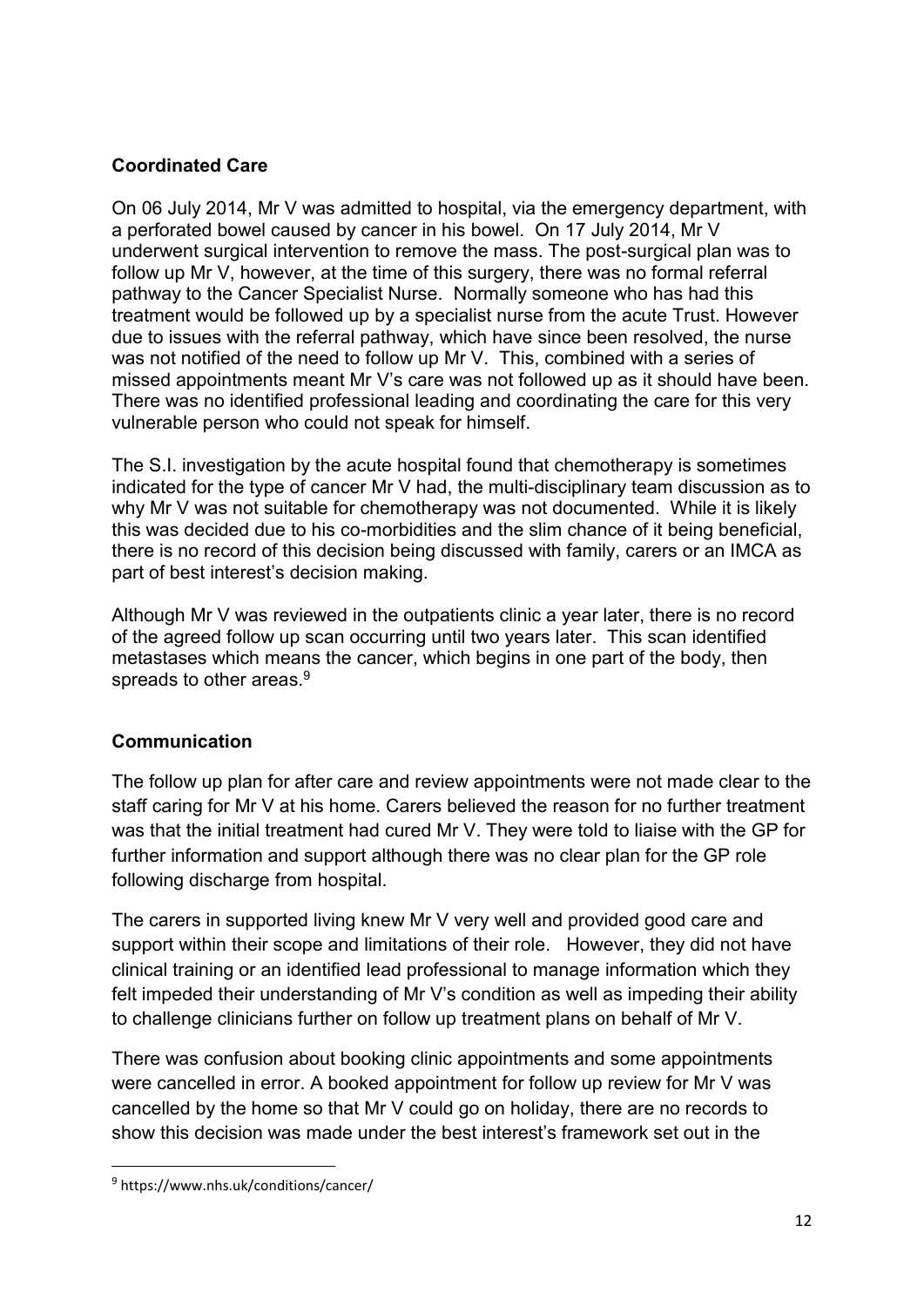## Coordinated Care

On 06 July 2014, Mr V was admitted to hospital, via the emergency department, with a perforated bowel caused by cancer in his bowel. On 17 July 2014, Mr V underwent surgical intervention to remove the mass. The post-surgical plan was to follow up Mr V, however, at the time of this surgery, there was no formal referral pathway to the Cancer Specialist Nurse. Normally someone who has had this treatment would be followed up by a specialist nurse from the acute Trust. However due to issues with the referral pathway, which have since been resolved, the nurse was not notified of the need to follow up Mr V. This, combined with a series of missed appointments meant Mr V's care was not followed up as it should have been. There was no identified professional leading and coordinating the care for this very vulnerable person who could not speak for himself.

The S.I. investigation by the acute hospital found that chemotherapy is sometimes indicated for the type of cancer Mr V had, the multi-disciplinary team discussion as to why Mr V was not suitable for chemotherapy was not documented. While it is likely this was decided due to his co-morbidities and the slim chance of it being beneficial, there is no record of this decision being discussed with family, carers or an IMCA as part of best interest's decision making.

Although Mr V was reviewed in the outpatients clinic a year later, there is no record of the agreed follow up scan occurring until two years later. This scan identified metastases which means the cancer, which begins in one part of the body, then spreads to other areas.[9]

## Communication

The follow up plan for after care and review appointments were not made clear to the staff caring for Mr V at his home. Carers believed the reason for no further treatment was that the initial treatment had cured Mr V. They were told to liaise with the GP for further information and support although there was no clear plan for the GP role following discharge from hospital.

The carers in supported living knew Mr V very well and provided good care and support within their scope and limitations of their role. However, they did not have clinical training or an identified lead professional to manage information which they felt impeded their understanding of Mr V's condition as well as impeding their ability to challenge clinicians further on follow up treatment plans on behalf of Mr V.

There was confusion about booking clinic appointments and some appointments were cancelled in error. A booked appointment for follow up review for Mr V was cancelled by the home so that Mr V could go on holiday, there are no records to show this decision was made under the best interest's framework set out in the

---

[9] https://www.nhs.uk/conditions/cancer/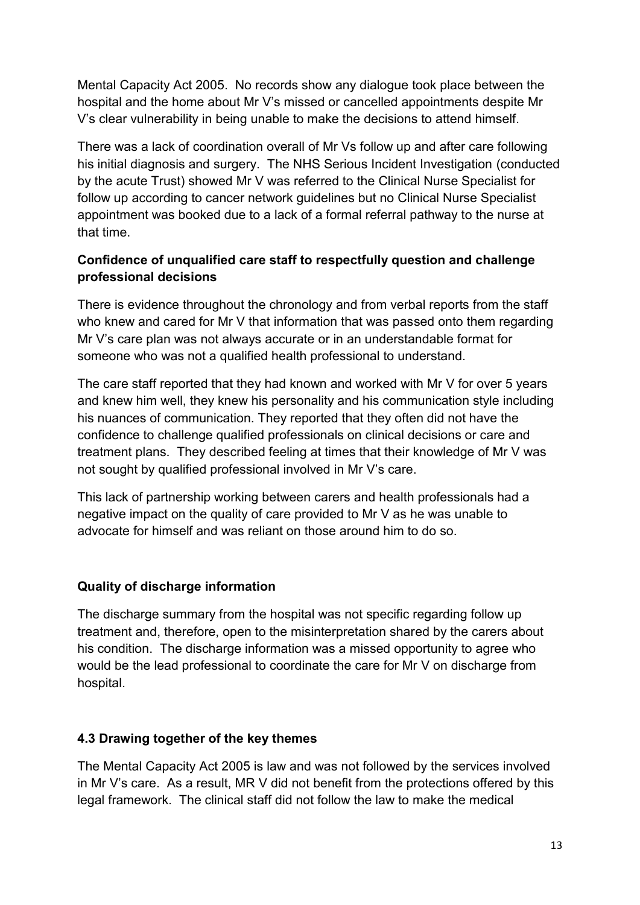Mental Capacity Act 2005. No records show any dialogue took place between the hospital and the home about Mr V's missed or cancelled appointments despite Mr V's clear vulnerability in being unable to make the decisions to attend himself.

There was a lack of coordination overall of Mr Vs follow up and after care following his initial diagnosis and surgery. The NHS Serious Incident Investigation (conducted by the acute Trust) showed Mr V was referred to the Clinical Nurse Specialist for follow up according to cancer network guidelines but no Clinical Nurse Specialist appointment was booked due to a lack of a formal referral pathway to the nurse at that time.

**Confidence of unqualified care staff to respectfully question and challenge professional decisions**

There is evidence throughout the chronology and from verbal reports from the staff who knew and cared for Mr V that information that was passed onto them regarding Mr V's care plan was not always accurate or in an understandable format for someone who was not a qualified health professional to understand.

The care staff reported that they had known and worked with Mr V for over 5 years and knew him well, they knew his personality and his communication style including his nuances of communication. They reported that they often did not have the confidence to challenge qualified professionals on clinical decisions or care and treatment plans. They described feeling at times that their knowledge of Mr V was not sought by qualified professional involved in Mr V's care.

This lack of partnership working between carers and health professionals had a negative impact on the quality of care provided to Mr V as he was unable to advocate for himself and was reliant on those around him to do so.

**Quality of discharge information**

The discharge summary from the hospital was not specific regarding follow up treatment and, therefore, open to the misinterpretation shared by the carers about his condition. The discharge information was a missed opportunity to agree who would be the lead professional to coordinate the care for Mr V on discharge from hospital.

**4.3 Drawing together of the key themes**

The Mental Capacity Act 2005 is law and was not followed by the services involved in Mr V's care. As a result, MR V did not benefit from the protections offered by this legal framework. The clinical staff did not follow the law to make the medical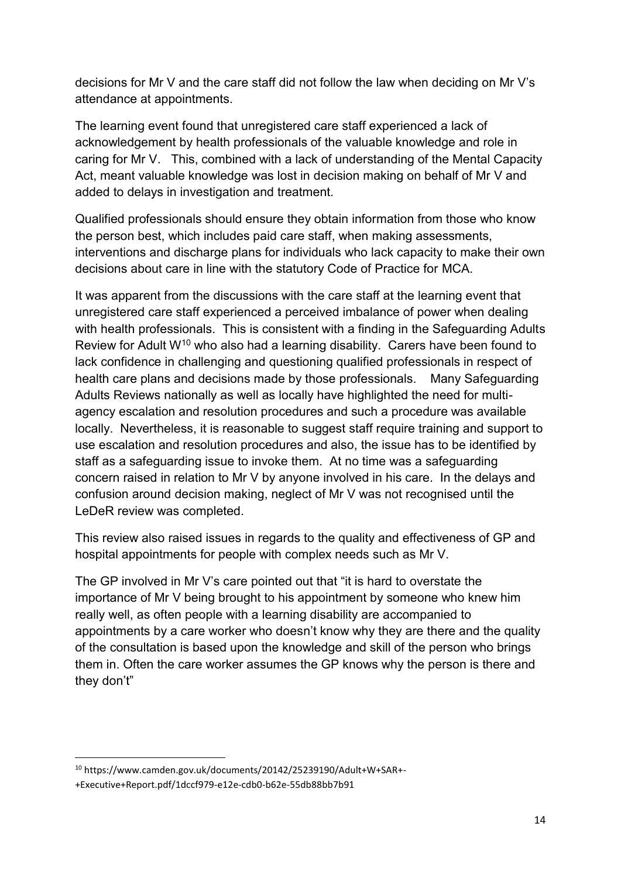decisions for Mr V and the care staff did not follow the law when deciding on Mr V's attendance at appointments.

The learning event found that unregistered care staff experienced a lack of acknowledgement by health professionals of the valuable knowledge and role in caring for Mr V. This, combined with a lack of understanding of the Mental Capacity Act, meant valuable knowledge was lost in decision making on behalf of Mr V and added to delays in investigation and treatment.

Qualified professionals should ensure they obtain information from those who know the person best, which includes paid care staff, when making assessments, interventions and discharge plans for individuals who lack capacity to make their own decisions about care in line with the statutory Code of Practice for MCA.

It was apparent from the discussions with the care staff at the learning event that unregistered care staff experienced a perceived imbalance of power when dealing with health professionals. This is consistent with a finding in the Safeguarding Adults Review for Adult W[10] who also had a learning disability. Carers have been found to lack confidence in challenging and questioning qualified professionals in respect of health care plans and decisions made by those professionals. Many Safeguarding Adults Reviews nationally as well as locally have highlighted the need for multi-agency escalation and resolution procedures and such a procedure was available locally. Nevertheless, it is reasonable to suggest staff require training and support to use escalation and resolution procedures and also, the issue has to be identified by staff as a safeguarding issue to invoke them. At no time was a safeguarding concern raised in relation to Mr V by anyone involved in his care. In the delays and confusion around decision making, neglect of Mr V was not recognised until the LeDeR review was completed.

This review also raised issues in regards to the quality and effectiveness of GP and hospital appointments for people with complex needs such as Mr V.

The GP involved in Mr V's care pointed out that "it is hard to overstate the importance of Mr V being brought to his appointment by someone who knew him really well, as often people with a learning disability are accompanied to appointments by a care worker who doesn't know why they are there and the quality of the consultation is based upon the knowledge and skill of the person who brings them in. Often the care worker assumes the GP knows why the person is there and they don't"

---

[10] https://www.camden.gov.uk/documents/20142/25239190/Adult+W+SAR+-+Executive+Report.pdf/1dccf979-e12e-cdb0-b62e-55db88bb7b91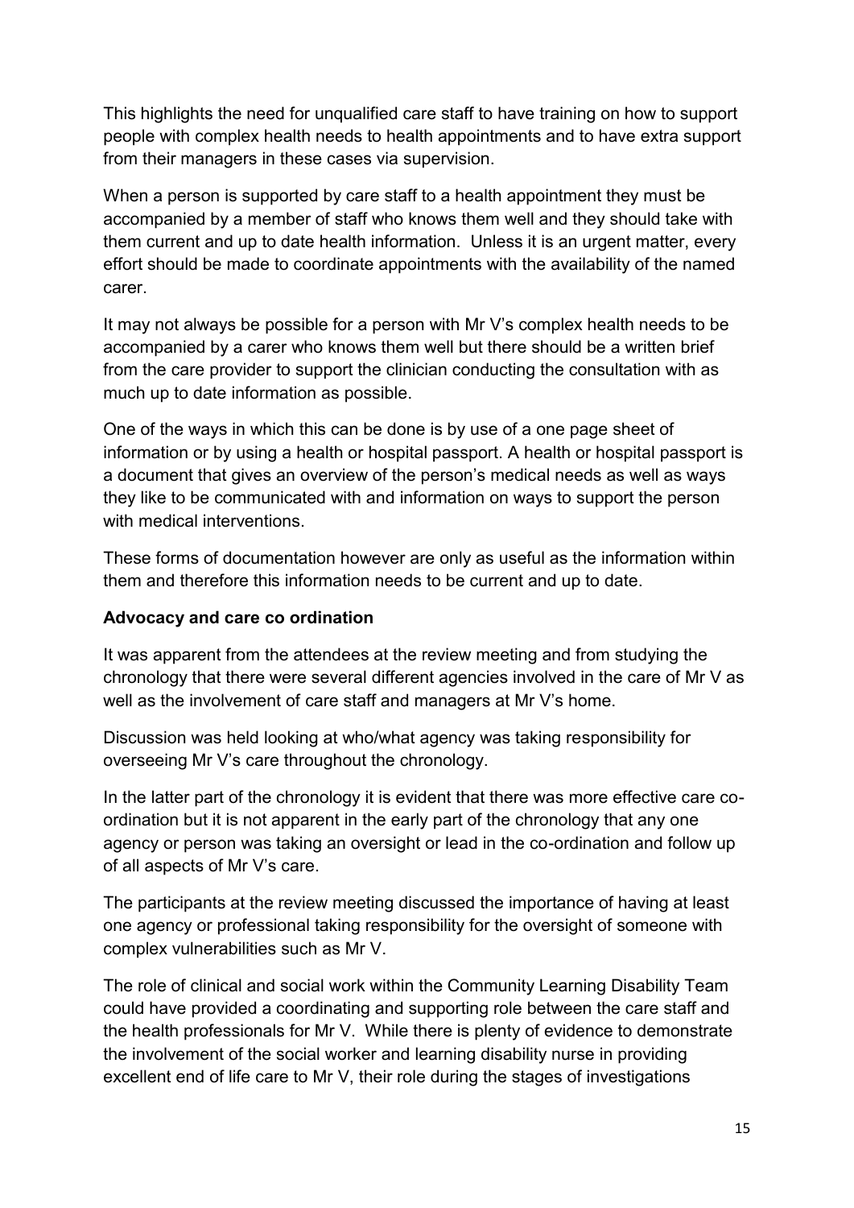This highlights the need for unqualified care staff to have training on how to support people with complex health needs to health appointments and to have extra support from their managers in these cases via supervision.

When a person is supported by care staff to a health appointment they must be accompanied by a member of staff who knows them well and they should take with them current and up to date health information. Unless it is an urgent matter, every effort should be made to coordinate appointments with the availability of the named carer.

It may not always be possible for a person with Mr V's complex health needs to be accompanied by a carer who knows them well but there should be a written brief from the care provider to support the clinician conducting the consultation with as much up to date information as possible.

One of the ways in which this can be done is by use of a one page sheet of information or by using a health or hospital passport. A health or hospital passport is a document that gives an overview of the person's medical needs as well as ways they like to be communicated with and information on ways to support the person with medical interventions.

These forms of documentation however are only as useful as the information within them and therefore this information needs to be current and up to date.

**Advocacy and care co ordination**

It was apparent from the attendees at the review meeting and from studying the chronology that there were several different agencies involved in the care of Mr V as well as the involvement of care staff and managers at Mr V's home.

Discussion was held looking at who/what agency was taking responsibility for overseeing Mr V's care throughout the chronology.

In the latter part of the chronology it is evident that there was more effective care co-ordination but it is not apparent in the early part of the chronology that any one agency or person was taking an oversight or lead in the co-ordination and follow up of all aspects of Mr V's care.

The participants at the review meeting discussed the importance of having at least one agency or professional taking responsibility for the oversight of someone with complex vulnerabilities such as Mr V.

The role of clinical and social work within the Community Learning Disability Team could have provided a coordinating and supporting role between the care staff and the health professionals for Mr V. While there is plenty of evidence to demonstrate the involvement of the social worker and learning disability nurse in providing excellent end of life care to Mr V, their role during the stages of investigations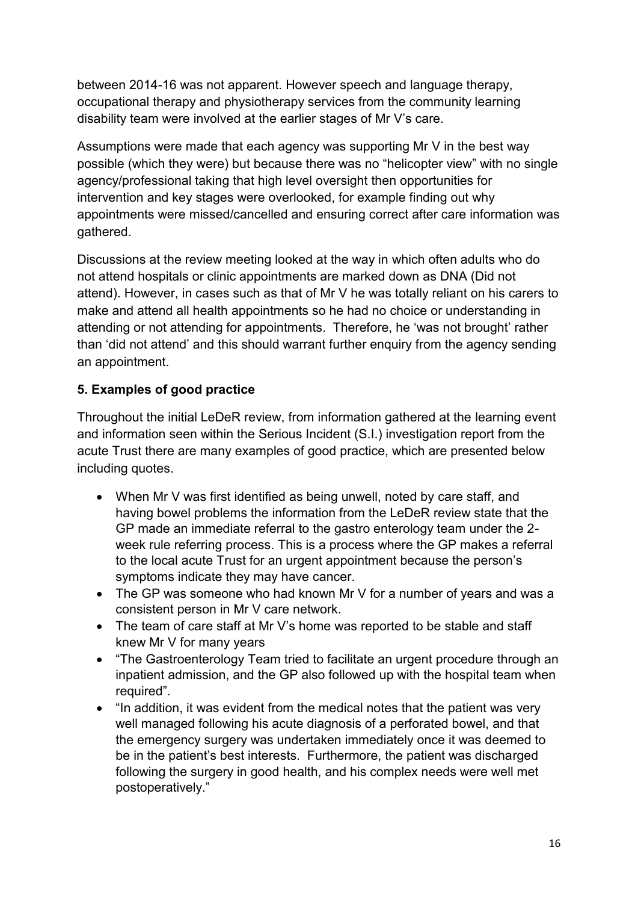between 2014-16 was not apparent. However speech and language therapy, occupational therapy and physiotherapy services from the community learning disability team were involved at the earlier stages of Mr V's care.

Assumptions were made that each agency was supporting Mr V in the best way possible (which they were) but because there was no "helicopter view" with no single agency/professional taking that high level oversight then opportunities for intervention and key stages were overlooked, for example finding out why appointments were missed/cancelled and ensuring correct after care information was gathered.

Discussions at the review meeting looked at the way in which often adults who do not attend hospitals or clinic appointments are marked down as DNA (Did not attend). However, in cases such as that of Mr V he was totally reliant on his carers to make and attend all health appointments so he had no choice or understanding in attending or not attending for appointments. Therefore, he 'was not brought' rather than 'did not attend' and this should warrant further enquiry from the agency sending an appointment.

## 5. Examples of good practice

Throughout the initial LeDeR review, from information gathered at the learning event and information seen within the Serious Incident (S.I.) investigation report from the acute Trust there are many examples of good practice, which are presented below including quotes.

- When Mr V was first identified as being unwell, noted by care staff, and having bowel problems the information from the LeDeR review state that the GP made an immediate referral to the gastro enterology team under the 2-week rule referring process. This is a process where the GP makes a referral to the local acute Trust for an urgent appointment because the person's symptoms indicate they may have cancer.
- The GP was someone who had known Mr V for a number of years and was a consistent person in Mr V care network.
- The team of care staff at Mr V's home was reported to be stable and staff knew Mr V for many years
- "The Gastroenterology Team tried to facilitate an urgent procedure through an inpatient admission, and the GP also followed up with the hospital team when required".
- "In addition, it was evident from the medical notes that the patient was very well managed following his acute diagnosis of a perforated bowel, and that the emergency surgery was undertaken immediately once it was deemed to be in the patient's best interests. Furthermore, the patient was discharged following the surgery in good health, and his complex needs were well met postoperatively."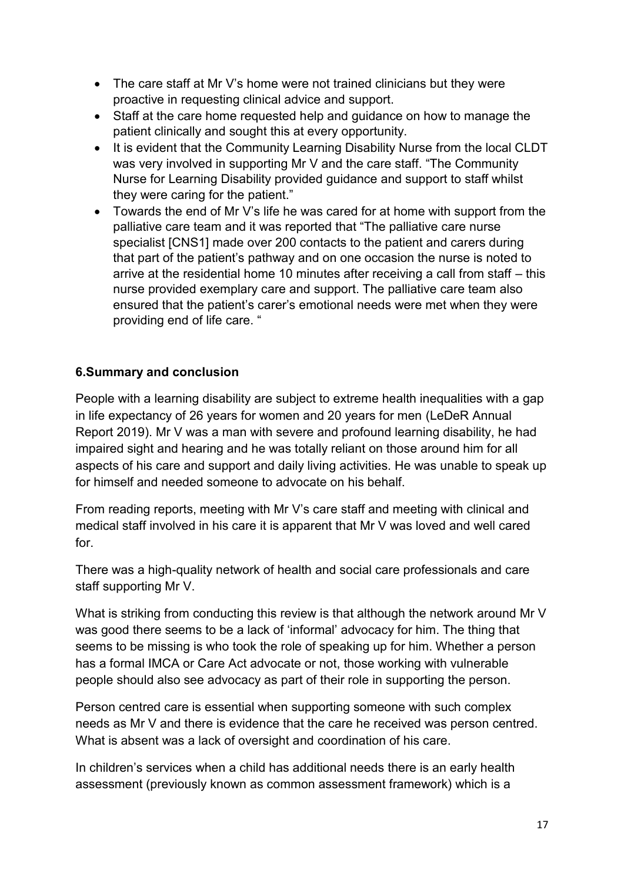- The care staff at Mr V's home were not trained clinicians but they were proactive in requesting clinical advice and support.
- Staff at the care home requested help and guidance on how to manage the patient clinically and sought this at every opportunity.
- It is evident that the Community Learning Disability Nurse from the local CLDT was very involved in supporting Mr V and the care staff. "The Community Nurse for Learning Disability provided guidance and support to staff whilst they were caring for the patient."
- Towards the end of Mr V's life he was cared for at home with support from the palliative care team and it was reported that "The palliative care nurse specialist [CNS1] made over 200 contacts to the patient and carers during that part of the patient's pathway and on one occasion the nurse is noted to arrive at the residential home 10 minutes after receiving a call from staff – this nurse provided exemplary care and support. The palliative care team also ensured that the patient's carer's emotional needs were met when they were providing end of life care. "

## 6.Summary and conclusion

People with a learning disability are subject to extreme health inequalities with a gap in life expectancy of 26 years for women and 20 years for men (LeDeR Annual Report 2019). Mr V was a man with severe and profound learning disability, he had impaired sight and hearing and he was totally reliant on those around him for all aspects of his care and support and daily living activities. He was unable to speak up for himself and needed someone to advocate on his behalf.

From reading reports, meeting with Mr V's care staff and meeting with clinical and medical staff involved in his care it is apparent that Mr V was loved and well cared for.

There was a high-quality network of health and social care professionals and care staff supporting Mr V.

What is striking from conducting this review is that although the network around Mr V was good there seems to be a lack of 'informal' advocacy for him. The thing that seems to be missing is who took the role of speaking up for him. Whether a person has a formal IMCA or Care Act advocate or not, those working with vulnerable people should also see advocacy as part of their role in supporting the person.

Person centred care is essential when supporting someone with such complex needs as Mr V and there is evidence that the care he received was person centred. What is absent was a lack of oversight and coordination of his care.

In children's services when a child has additional needs there is an early health assessment (previously known as common assessment framework) which is a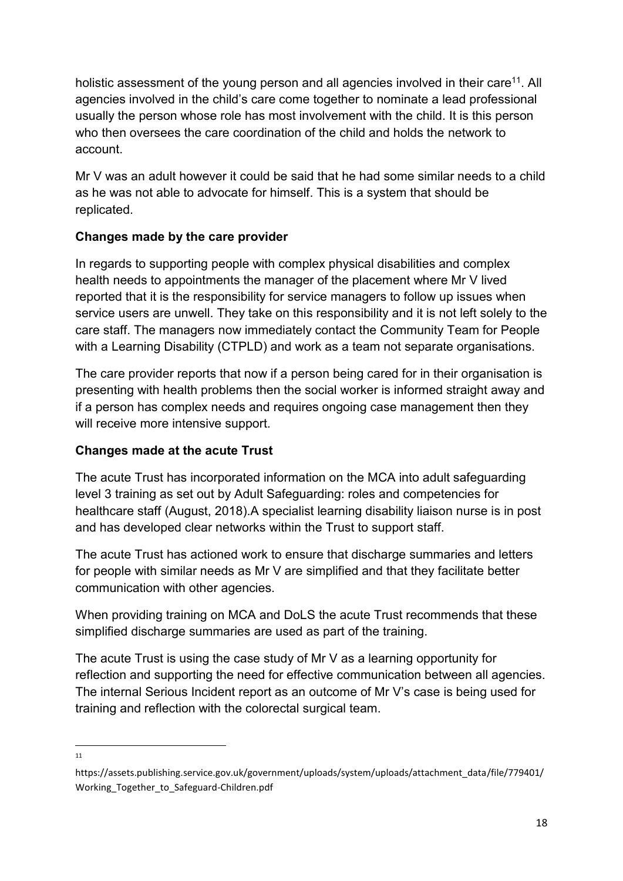holistic assessment of the young person and all agencies involved in their care[11]. All agencies involved in the child's care come together to nominate a lead professional usually the person whose role has most involvement with the child. It is this person who then oversees the care coordination of the child and holds the network to account.

Mr V was an adult however it could be said that he had some similar needs to a child as he was not able to advocate for himself. This is a system that should be replicated.

**Changes made by the care provider**

In regards to supporting people with complex physical disabilities and complex health needs to appointments the manager of the placement where Mr V lived reported that it is the responsibility for service managers to follow up issues when service users are unwell. They take on this responsibility and it is not left solely to the care staff. The managers now immediately contact the Community Team for People with a Learning Disability (CTPLD) and work as a team not separate organisations.

The care provider reports that now if a person being cared for in their organisation is presenting with health problems then the social worker is informed straight away and if a person has complex needs and requires ongoing case management then they will receive more intensive support.

**Changes made at the acute Trust**

The acute Trust has incorporated information on the MCA into adult safeguarding level 3 training as set out by Adult Safeguarding: roles and competencies for healthcare staff (August, 2018).A specialist learning disability liaison nurse is in post and has developed clear networks within the Trust to support staff.

The acute Trust has actioned work to ensure that discharge summaries and letters for people with similar needs as Mr V are simplified and that they facilitate better communication with other agencies.

When providing training on MCA and DoLS the acute Trust recommends that these simplified discharge summaries are used as part of the training.

The acute Trust is using the case study of Mr V as a learning opportunity for reflection and supporting the need for effective communication between all agencies. The internal Serious Incident report as an outcome of Mr V's case is being used for training and reflection with the colorectal surgical team.

---

[11] https://assets.publishing.service.gov.uk/government/uploads/system/uploads/attachment_data/file/779401/Working_Together_to_Safeguard-Children.pdf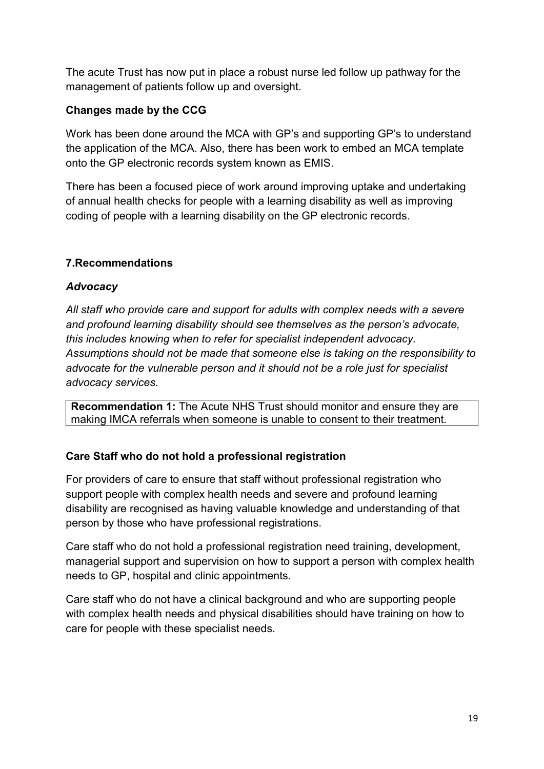The acute Trust has now put in place a robust nurse led follow up pathway for the management of patients follow up and oversight.

**Changes made by the CCG**

Work has been done around the MCA with GP's and supporting GP's to understand the application of the MCA. Also, there has been work to embed an MCA template onto the GP electronic records system known as EMIS.

There has been a focused piece of work around improving uptake and undertaking of annual health checks for people with a learning disability as well as improving coding of people with a learning disability on the GP electronic records.

## 7.Recommendations

### *Advocacy*

*All staff who provide care and support for adults with complex needs with a severe and profound learning disability should see themselves as the person's advocate, this includes knowing when to refer for specialist independent advocacy. Assumptions should not be made that someone else is taking on the responsibility to advocate for the vulnerable person and it should not be a role just for specialist advocacy services.*

**Recommendation 1:** The Acute NHS Trust should monitor and ensure they are making IMCA referrals when someone is unable to consent to their treatment.

### Care Staff who do not hold a professional registration

For providers of care to ensure that staff without professional registration who support people with complex health needs and severe and profound learning disability are recognised as having valuable knowledge and understanding of that person by those who have professional registrations.

Care staff who do not hold a professional registration need training, development, managerial support and supervision on how to support a person with complex health needs to GP, hospital and clinic appointments.

Care staff who do not have a clinical background and who are supporting people with complex health needs and physical disabilities should have training on how to care for people with these specialist needs.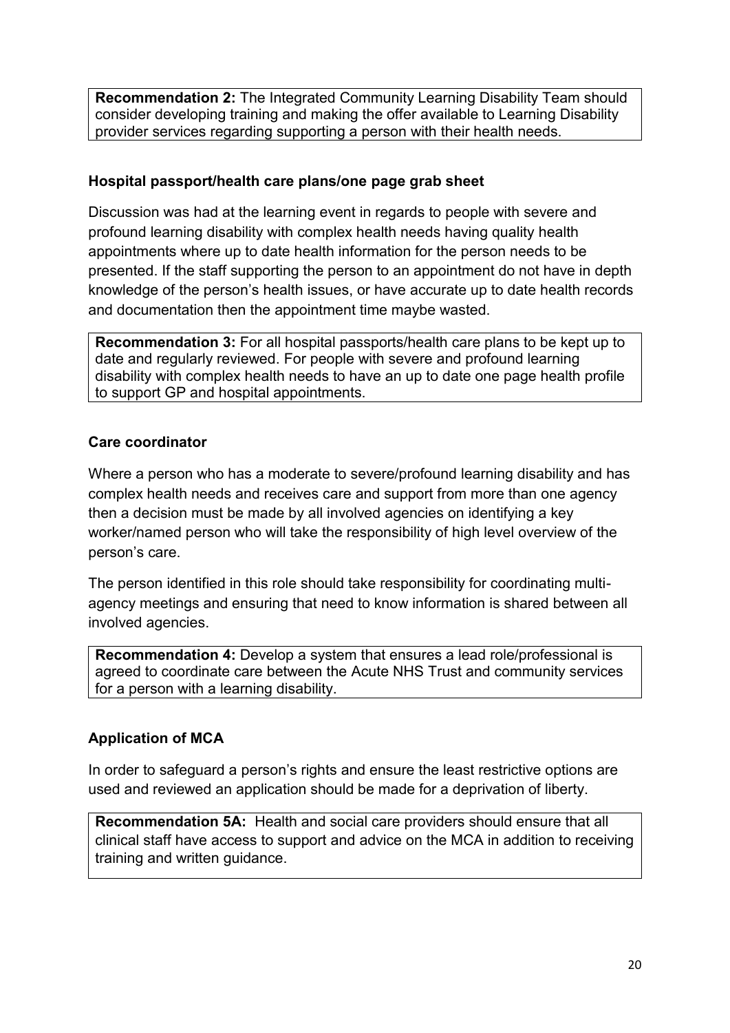**Recommendation 2:** The Integrated Community Learning Disability Team should consider developing training and making the offer available to Learning Disability provider services regarding supporting a person with their health needs.

### Hospital passport/health care plans/one page grab sheet

Discussion was had at the learning event in regards to people with severe and profound learning disability with complex health needs having quality health appointments where up to date health information for the person needs to be presented. If the staff supporting the person to an appointment do not have in depth knowledge of the person's health issues, or have accurate up to date health records and documentation then the appointment time maybe wasted.

**Recommendation 3:** For all hospital passports/health care plans to be kept up to date and regularly reviewed. For people with severe and profound learning disability with complex health needs to have an up to date one page health profile to support GP and hospital appointments.

### Care coordinator

Where a person who has a moderate to severe/profound learning disability and has complex health needs and receives care and support from more than one agency then a decision must be made by all involved agencies on identifying a key worker/named person who will take the responsibility of high level overview of the person's care.

The person identified in this role should take responsibility for coordinating multi-agency meetings and ensuring that need to know information is shared between all involved agencies.

**Recommendation 4:** Develop a system that ensures a lead role/professional is agreed to coordinate care between the Acute NHS Trust and community services for a person with a learning disability.

### Application of MCA

In order to safeguard a person's rights and ensure the least restrictive options are used and reviewed an application should be made for a deprivation of liberty.

**Recommendation 5A:** Health and social care providers should ensure that all clinical staff have access to support and advice on the MCA in addition to receiving training and written guidance.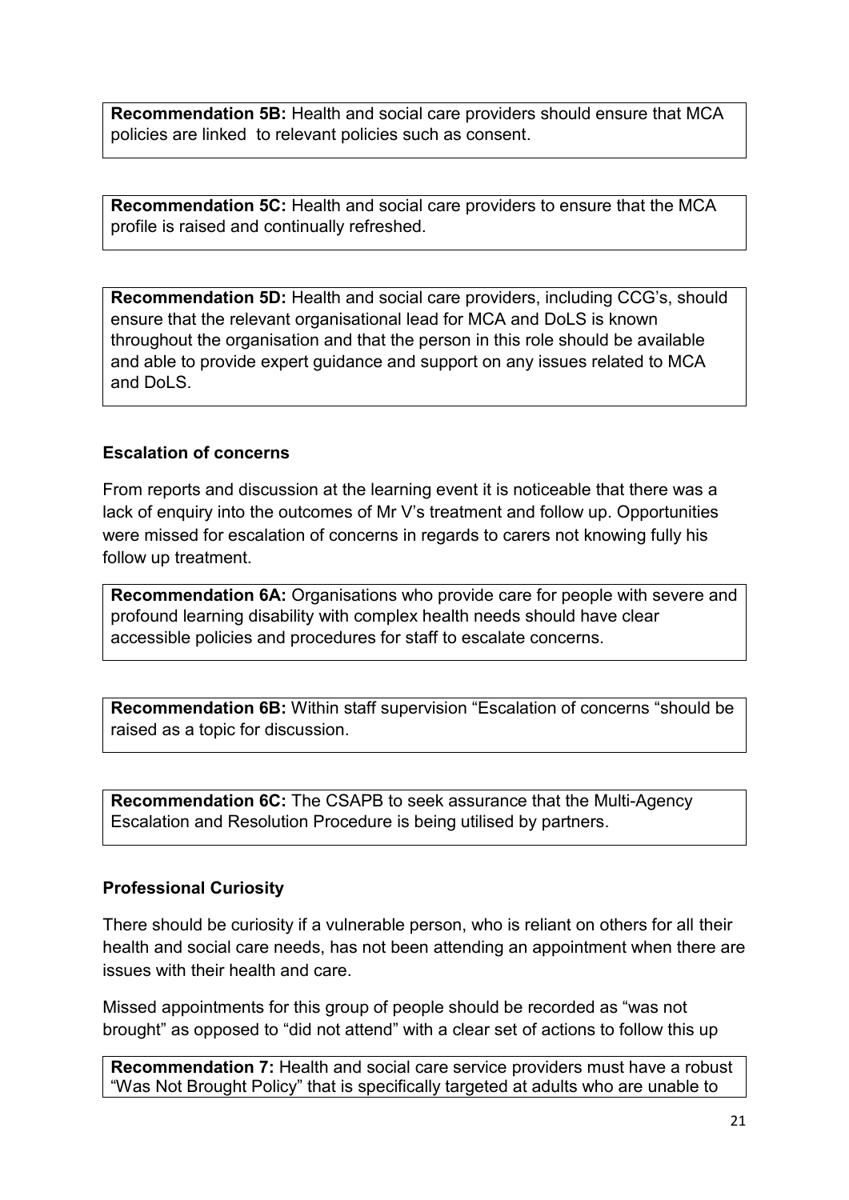**Recommendation 5B:** Health and social care providers should ensure that MCA policies are linked to relevant policies such as consent.

**Recommendation 5C:** Health and social care providers to ensure that the MCA profile is raised and continually refreshed.

**Recommendation 5D:** Health and social care providers, including CCG's, should ensure that the relevant organisational lead for MCA and DoLS is known throughout the organisation and that the person in this role should be available and able to provide expert guidance and support on any issues related to MCA and DoLS.

### Escalation of concerns

From reports and discussion at the learning event it is noticeable that there was a lack of enquiry into the outcomes of Mr V's treatment and follow up. Opportunities were missed for escalation of concerns in regards to carers not knowing fully his follow up treatment.

**Recommendation 6A:** Organisations who provide care for people with severe and profound learning disability with complex health needs should have clear accessible policies and procedures for staff to escalate concerns.

**Recommendation 6B:** Within staff supervision "Escalation of concerns "should be raised as a topic for discussion.

**Recommendation 6C:** The CSAPB to seek assurance that the Multi-Agency Escalation and Resolution Procedure is being utilised by partners.

### Professional Curiosity

There should be curiosity if a vulnerable person, who is reliant on others for all their health and social care needs, has not been attending an appointment when there are issues with their health and care.

Missed appointments for this group of people should be recorded as "was not brought" as opposed to "did not attend" with a clear set of actions to follow this up

**Recommendation 7:** Health and social care service providers must have a robust "Was Not Brought Policy" that is specifically targeted at adults who are unable to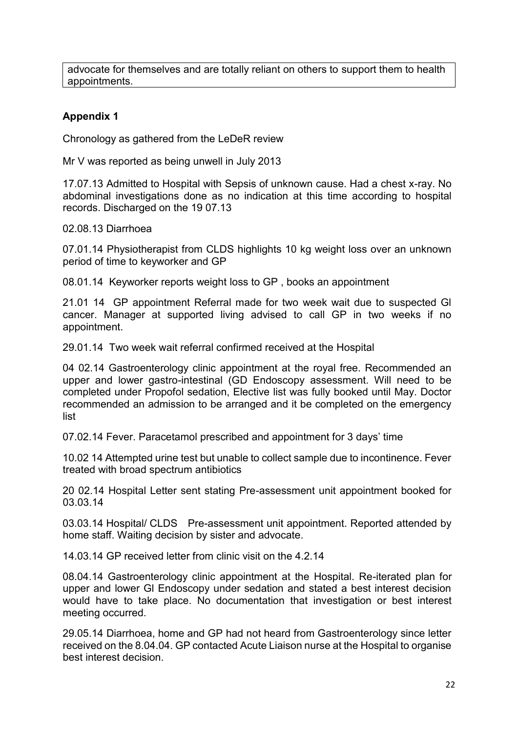advocate for themselves and are totally reliant on others to support them to health appointments.

**Appendix 1**

Chronology as gathered from the LeDeR review

Mr V was reported as being unwell in July 2013

17.07.13 Admitted to Hospital with Sepsis of unknown cause. Had a chest x-ray. No abdominal investigations done as no indication at this time according to hospital records. Discharged on the 19 07.13

02.08.13 Diarrhoea

07.01.14 Physiotherapist from CLDS highlights 10 kg weight loss over an unknown period of time to keyworker and GP

08.01.14 Keyworker reports weight loss to GP , books an appointment

21.01 14 GP appointment Referral made for two week wait due to suspected GI cancer. Manager at supported living advised to call GP in two weeks if no appointment.

29.01.14 Two week wait referral confirmed received at the Hospital

04 02.14 Gastroenterology clinic appointment at the royal free. Recommended an upper and lower gastro-intestinal (GD Endoscopy assessment. Will need to be completed under Propofol sedation, Elective list was fully booked until May. Doctor recommended an admission to be arranged and it be completed on the emergency list

07.02.14 Fever. Paracetamol prescribed and appointment for 3 days' time

10.02 14 Attempted urine test but unable to collect sample due to incontinence. Fever treated with broad spectrum antibiotics

20 02.14 Hospital Letter sent stating Pre-assessment unit appointment booked for 03.03.14

03.03.14 Hospital/ CLDS Pre-assessment unit appointment. Reported attended by home staff. Waiting decision by sister and advocate.

14.03.14 GP received letter from clinic visit on the 4.2.14

08.04.14 Gastroenterology clinic appointment at the Hospital. Re-iterated plan for upper and lower GI Endoscopy under sedation and stated a best interest decision would have to take place. No documentation that investigation or best interest meeting occurred.

29.05.14 Diarrhoea, home and GP had not heard from Gastroenterology since letter received on the 8.04.04. GP contacted Acute Liaison nurse at the Hospital to organise best interest decision.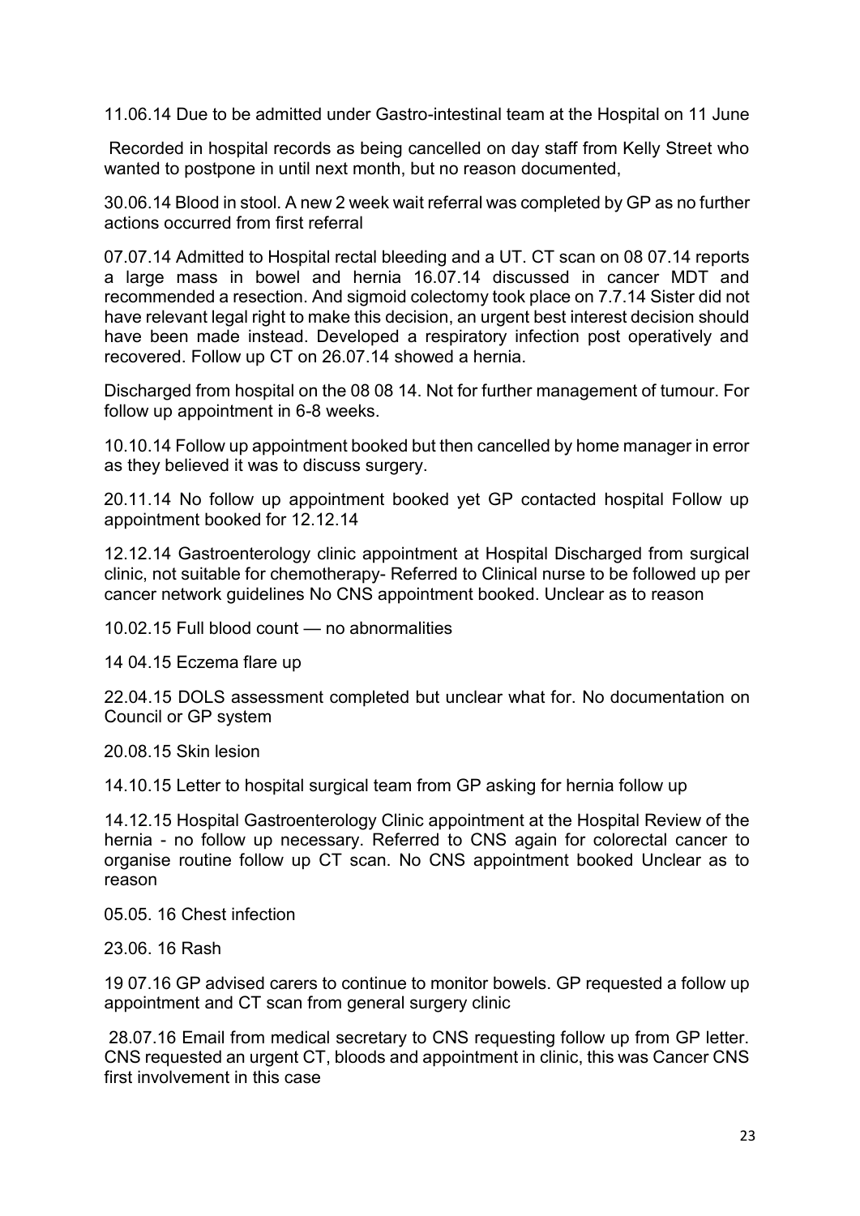11.06.14 Due to be admitted under Gastro-intestinal team at the Hospital on 11 June

Recorded in hospital records as being cancelled on day staff from Kelly Street who wanted to postpone in until next month, but no reason documented,

30.06.14 Blood in stool. A new 2 week wait referral was completed by GP as no further actions occurred from first referral

07.07.14 Admitted to Hospital rectal bleeding and a UT. CT scan on 08 07.14 reports a large mass in bowel and hernia 16.07.14 discussed in cancer MDT and recommended a resection. And sigmoid colectomy took place on 7.7.14 Sister did not have relevant legal right to make this decision, an urgent best interest decision should have been made instead. Developed a respiratory infection post operatively and recovered. Follow up CT on 26.07.14 showed a hernia.

Discharged from hospital on the 08 08 14. Not for further management of tumour. For follow up appointment in 6-8 weeks.

10.10.14 Follow up appointment booked but then cancelled by home manager in error as they believed it was to discuss surgery.

20.11.14 No follow up appointment booked yet GP contacted hospital Follow up appointment booked for 12.12.14

12.12.14 Gastroenterology clinic appointment at Hospital Discharged from surgical clinic, not suitable for chemotherapy- Referred to Clinical nurse to be followed up per cancer network guidelines No CNS appointment booked. Unclear as to reason

10.02.15 Full blood count — no abnormalities

14 04.15 Eczema flare up

22.04.15 DOLS assessment completed but unclear what for. No documentation on Council or GP system

20.08.15 Skin lesion

14.10.15 Letter to hospital surgical team from GP asking for hernia follow up

14.12.15 Hospital Gastroenterology Clinic appointment at the Hospital Review of the hernia - no follow up necessary. Referred to CNS again for colorectal cancer to organise routine follow up CT scan. No CNS appointment booked Unclear as to reason

05.05. 16 Chest infection

23.06. 16 Rash

19 07.16 GP advised carers to continue to monitor bowels. GP requested a follow up appointment and CT scan from general surgery clinic

28.07.16 Email from medical secretary to CNS requesting follow up from GP letter. CNS requested an urgent CT, bloods and appointment in clinic, this was Cancer CNS first involvement in this case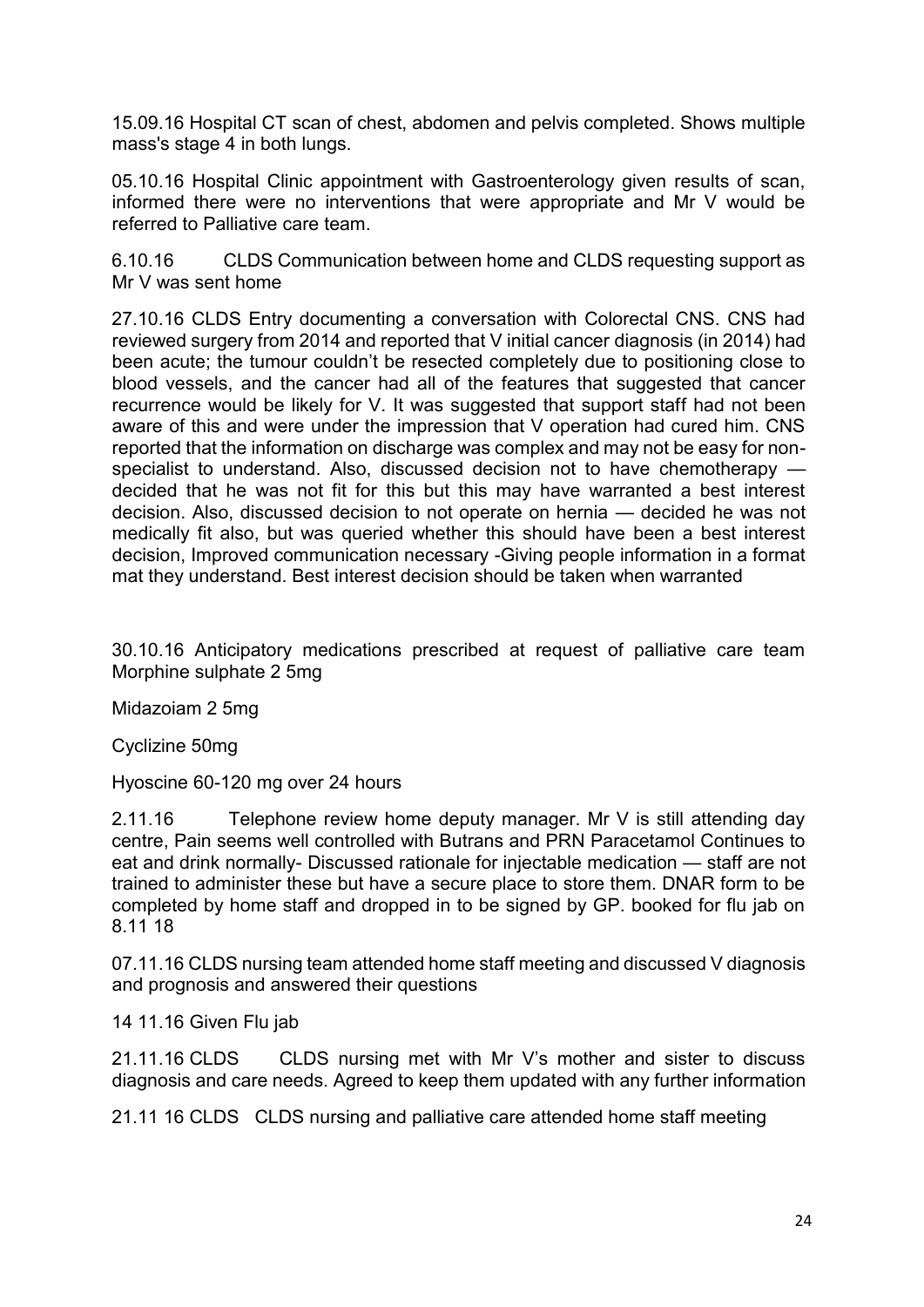15.09.16 Hospital CT scan of chest, abdomen and pelvis completed. Shows multiple mass's stage 4 in both lungs.

05.10.16 Hospital Clinic appointment with Gastroenterology given results of scan, informed there were no interventions that were appropriate and Mr V would be referred to Palliative care team.

6.10.16 CLDS Communication between home and CLDS requesting support as Mr V was sent home

27.10.16 CLDS Entry documenting a conversation with Colorectal CNS. CNS had reviewed surgery from 2014 and reported that V initial cancer diagnosis (in 2014) had been acute; the tumour couldn't be resected completely due to positioning close to blood vessels, and the cancer had all of the features that suggested that cancer recurrence would be likely for V. It was suggested that support staff had not been aware of this and were under the impression that V operation had cured him. CNS reported that the information on discharge was complex and may not be easy for non-specialist to understand. Also, discussed decision not to have chemotherapy — decided that he was not fit for this but this may have warranted a best interest decision. Also, discussed decision to not operate on hernia — decided he was not medically fit also, but was queried whether this should have been a best interest decision, Improved communication necessary -Giving people information in a format mat they understand. Best interest decision should be taken when warranted

30.10.16 Anticipatory medications prescribed at request of palliative care team Morphine sulphate 2 5mg

Midazoiam 2 5mg

Cyclizine 50mg

Hyoscine 60-120 mg over 24 hours

2.11.16 Telephone review home deputy manager. Mr V is still attending day centre, Pain seems well controlled with Butrans and PRN Paracetamol Continues to eat and drink normally- Discussed rationale for injectable medication — staff are not trained to administer these but have a secure place to store them. DNAR form to be completed by home staff and dropped in to be signed by GP. booked for flu jab on 8.11 18

07.11.16 CLDS nursing team attended home staff meeting and discussed V diagnosis and prognosis and answered their questions

14 11.16 Given Flu jab

21.11.16 CLDS CLDS nursing met with Mr V's mother and sister to discuss diagnosis and care needs. Agreed to keep them updated with any further information

21.11 16 CLDS CLDS nursing and palliative care attended home staff meeting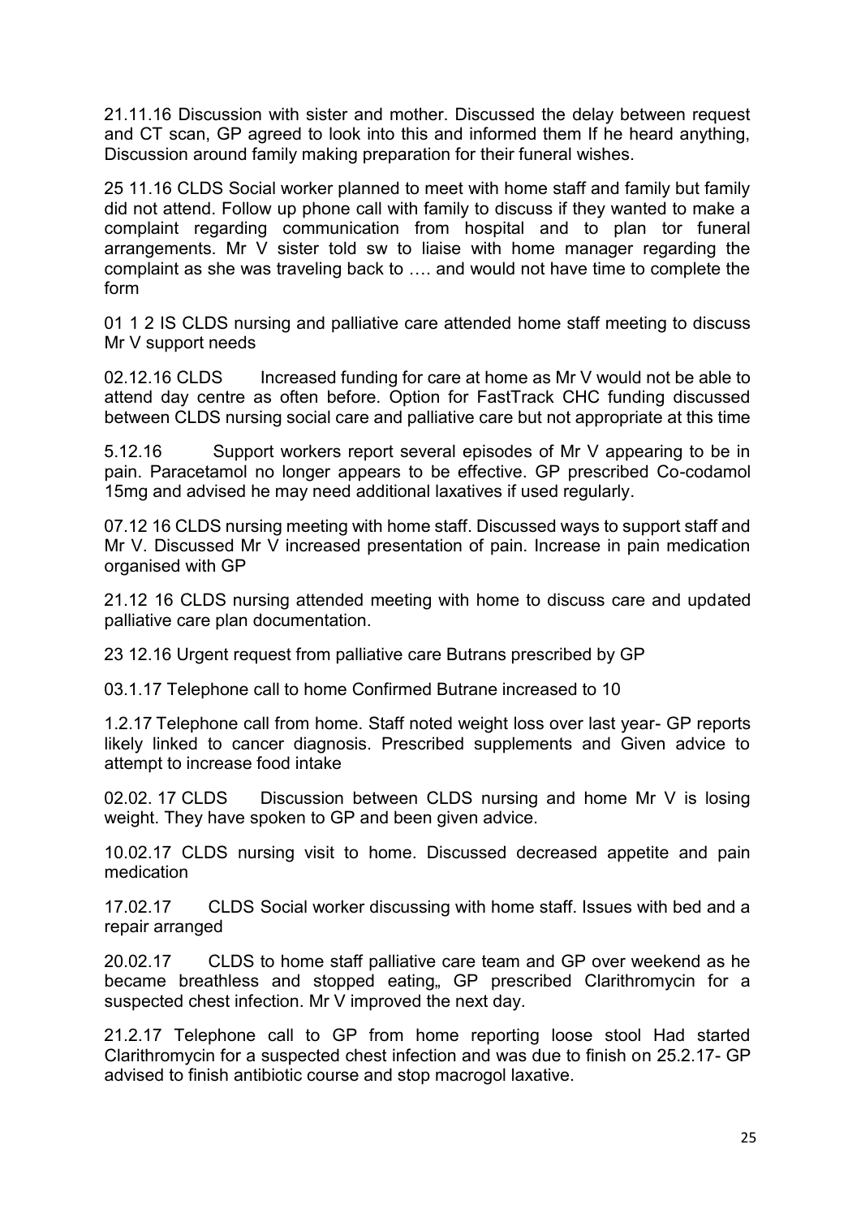21.11.16 Discussion with sister and mother. Discussed the delay between request and CT scan, GP agreed to look into this and informed them If he heard anything, Discussion around family making preparation for their funeral wishes.

25 11.16 CLDS Social worker planned to meet with home staff and family but family did not attend. Follow up phone call with family to discuss if they wanted to make a complaint regarding communication from hospital and to plan tor funeral arrangements. Mr V sister told sw to liaise with home manager regarding the complaint as she was traveling back to …. and would not have time to complete the form

01 1 2 IS CLDS nursing and palliative care attended home staff meeting to discuss Mr V support needs

02.12.16 CLDS Increased funding for care at home as Mr V would not be able to attend day centre as often before. Option for FastTrack CHC funding discussed between CLDS nursing social care and palliative care but not appropriate at this time

5.12.16 Support workers report several episodes of Mr V appearing to be in pain. Paracetamol no longer appears to be effective. GP prescribed Co-codamol 15mg and advised he may need additional laxatives if used regularly.

07.12 16 CLDS nursing meeting with home staff. Discussed ways to support staff and Mr V. Discussed Mr V increased presentation of pain. Increase in pain medication organised with GP

21.12 16 CLDS nursing attended meeting with home to discuss care and updated palliative care plan documentation.

23 12.16 Urgent request from palliative care Butrans prescribed by GP

03.1.17 Telephone call to home Confirmed Butrane increased to 10

1.2.17 Telephone call from home. Staff noted weight loss over last year- GP reports likely linked to cancer diagnosis. Prescribed supplements and Given advice to attempt to increase food intake

02.02. 17 CLDS Discussion between CLDS nursing and home Mr V is losing weight. They have spoken to GP and been given advice.

10.02.17 CLDS nursing visit to home. Discussed decreased appetite and pain medication

17.02.17 CLDS Social worker discussing with home staff. Issues with bed and a repair arranged

20.02.17 CLDS to home staff palliative care team and GP over weekend as he became breathless and stopped eating,, GP prescribed Clarithromycin for a suspected chest infection. Mr V improved the next day.

21.2.17 Telephone call to GP from home reporting loose stool Had started Clarithromycin for a suspected chest infection and was due to finish on 25.2.17- GP advised to finish antibiotic course and stop macrogol laxative.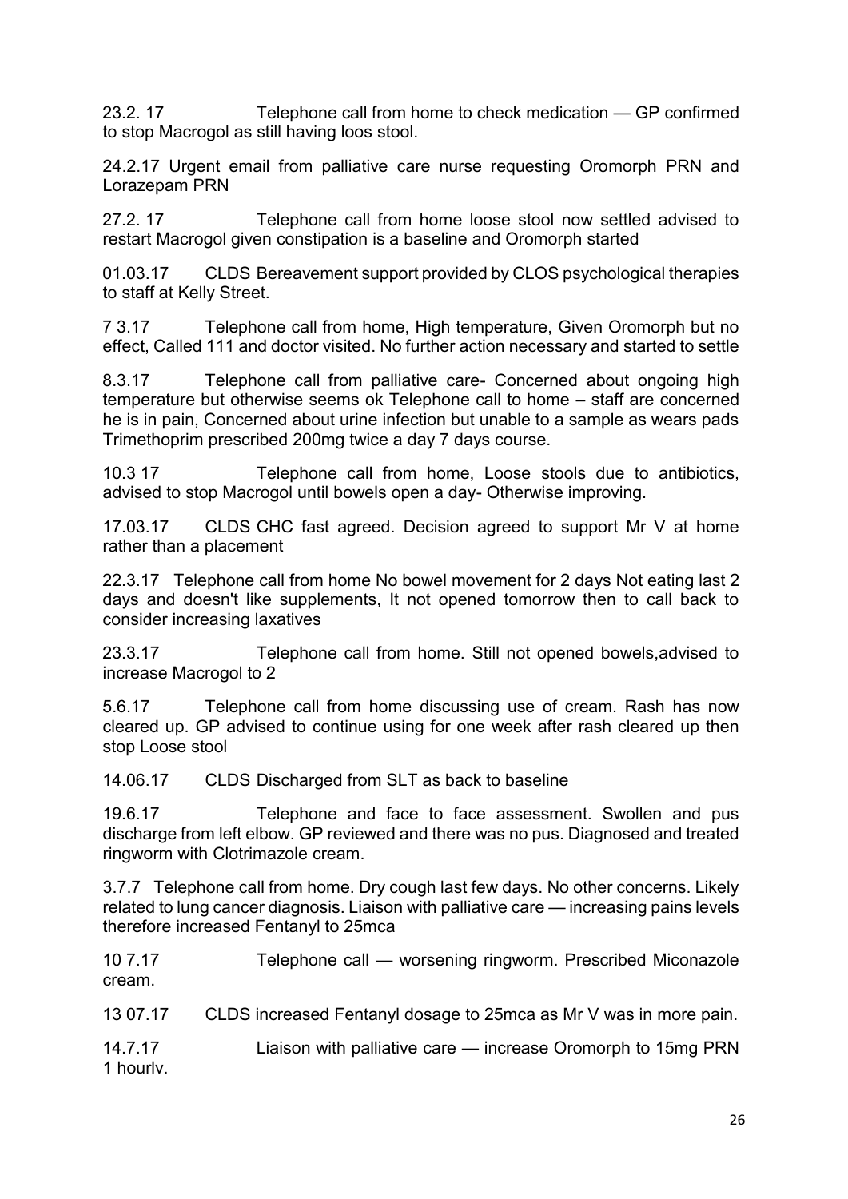23.2. 17 Telephone call from home to check medication — GP confirmed to stop Macrogol as still having loos stool.

24.2.17 Urgent email from palliative care nurse requesting Oromorph PRN and Lorazepam PRN

27.2. 17 Telephone call from home loose stool now settled advised to restart Macrogol given constipation is a baseline and Oromorph started

01.03.17 CLDS Bereavement support provided by CLOS psychological therapies to staff at Kelly Street.

7 3.17 Telephone call from home, High temperature, Given Oromorph but no effect, Called 111 and doctor visited. No further action necessary and started to settle

8.3.17 Telephone call from palliative care- Concerned about ongoing high temperature but otherwise seems ok Telephone call to home – staff are concerned he is in pain, Concerned about urine infection but unable to a sample as wears pads Trimethoprim prescribed 200mg twice a day 7 days course.

10.3 17 Telephone call from home, Loose stools due to antibiotics, advised to stop Macrogol until bowels open a day- Otherwise improving.

17.03.17 CLDS CHC fast agreed. Decision agreed to support Mr V at home rather than a placement

22.3.17 Telephone call from home No bowel movement for 2 days Not eating last 2 days and doesn't like supplements, It not opened tomorrow then to call back to consider increasing laxatives

23.3.17 Telephone call from home. Still not opened bowels,advised to increase Macrogol to 2

5.6.17 Telephone call from home discussing use of cream. Rash has now cleared up. GP advised to continue using for one week after rash cleared up then stop Loose stool

14.06.17 CLDS Discharged from SLT as back to baseline

19.6.17 Telephone and face to face assessment. Swollen and pus discharge from left elbow. GP reviewed and there was no pus. Diagnosed and treated ringworm with Clotrimazole cream.

3.7.7 Telephone call from home. Dry cough last few days. No other concerns. Likely related to lung cancer diagnosis. Liaison with palliative care — increasing pains levels therefore increased Fentanyl to 25mca

10 7.17 Telephone call — worsening ringworm. Prescribed Miconazole cream.

13 07.17 CLDS increased Fentanyl dosage to 25mca as Mr V was in more pain.

14.7.17 Liaison with palliative care — increase Oromorph to 15mg PRN 1 hourlv.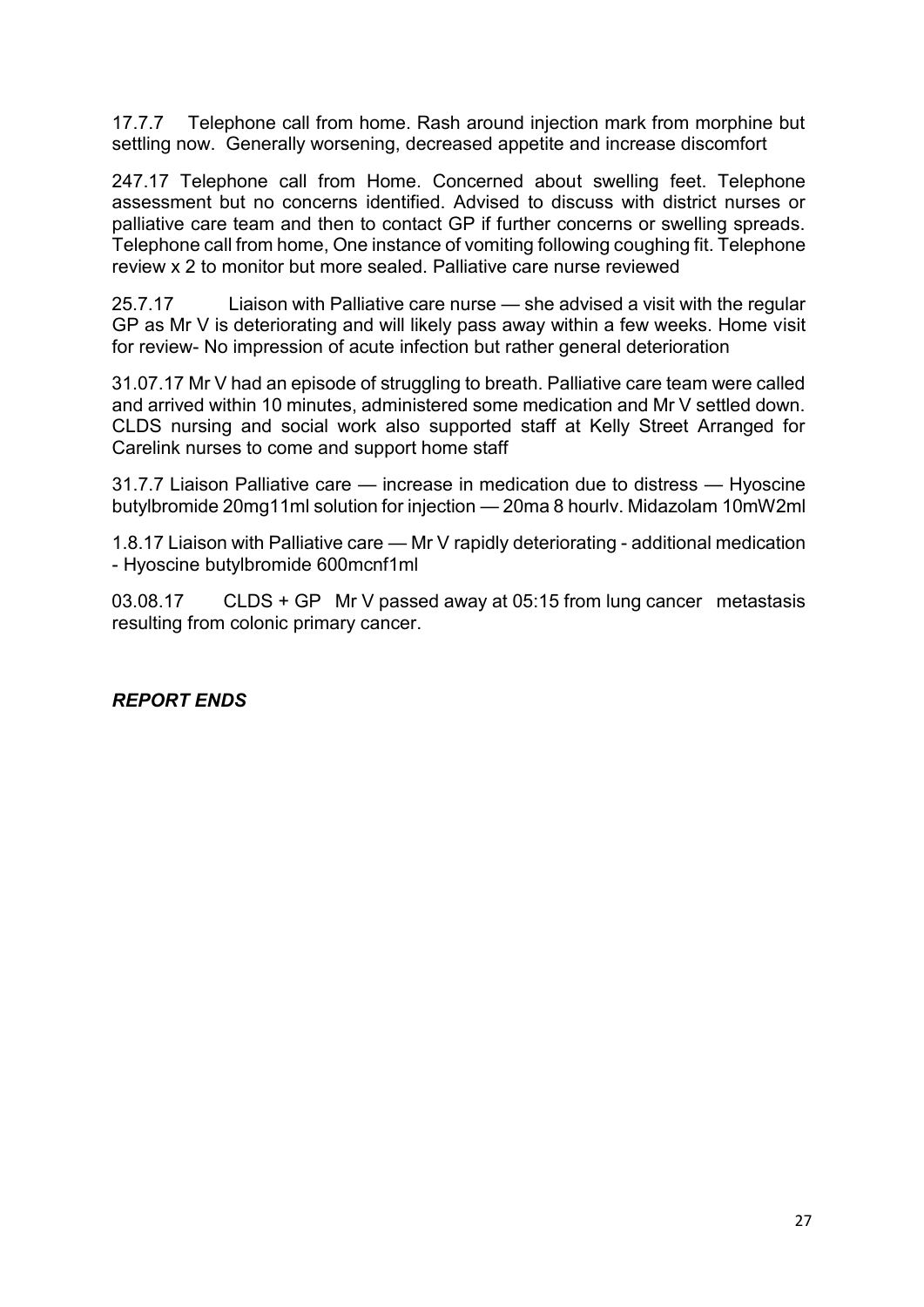17.7.7 Telephone call from home. Rash around injection mark from morphine but settling now. Generally worsening, decreased appetite and increase discomfort

247.17 Telephone call from Home. Concerned about swelling feet. Telephone assessment but no concerns identified. Advised to discuss with district nurses or palliative care team and then to contact GP if further concerns or swelling spreads. Telephone call from home, One instance of vomiting following coughing fit. Telephone review x 2 to monitor but more sealed. Palliative care nurse reviewed

25.7.17 Liaison with Palliative care nurse — she advised a visit with the regular GP as Mr V is deteriorating and will likely pass away within a few weeks. Home visit for review- No impression of acute infection but rather general deterioration

31.07.17 Mr V had an episode of struggling to breath. Palliative care team were called and arrived within 10 minutes, administered some medication and Mr V settled down. CLDS nursing and social work also supported staff at Kelly Street Arranged for Carelink nurses to come and support home staff

31.7.7 Liaison Palliative care — increase in medication due to distress — Hyoscine butylbromide 20mg11ml solution for injection — 20ma 8 hourlv. Midazolam 10mW2ml

1.8.17 Liaison with Palliative care — Mr V rapidly deteriorating - additional medication - Hyoscine butylbromide 600mcnf1ml

03.08.17 CLDS + GP Mr V passed away at 05:15 from lung cancer metastasis resulting from colonic primary cancer.

***REPORT ENDS***